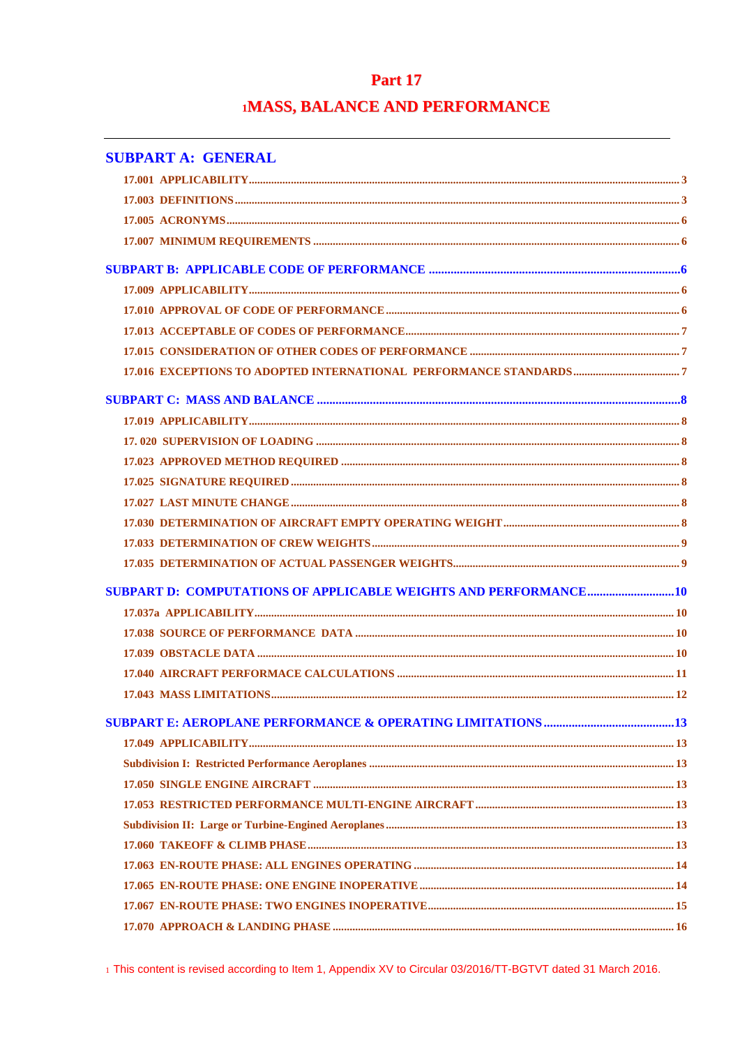# Part 17

# [1]MASS, BALANCE AND PERFORMANCE

---

## SUBPART A: GENERAL

- 17.001 APPLICABILITY ..... 3
- 17.003 DEFINITIONS ..... 3
- 17.005 ACRONYMS ..... 6
- 17.007 MINIMUM REQUIREMENTS ..... 6

## SUBPART B: APPLICABLE CODE OF PERFORMANCE ..... 6

- 17.009 APPLICABILITY ..... 6
- 17.010 APPROVAL OF CODE OF PERFORMANCE ..... 6
- 17.013 ACCEPTABLE OF CODES OF PERFORMANCE ..... 7
- 17.015 CONSIDERATION OF OTHER CODES OF PERFORMANCE ..... 7
- 17.016 EXCEPTIONS TO ADOPTED INTERNATIONAL PERFORMANCE STANDARDS ..... 7

## SUBPART C: MASS AND BALANCE ..... 8

- 17.019 APPLICABILITY ..... 8
- 17. 020 SUPERVISION OF LOADING ..... 8
- 17.023 APPROVED METHOD REQUIRED ..... 8
- 17.025 SIGNATURE REQUIRED ..... 8
- 17.027 LAST MINUTE CHANGE ..... 8
- 17.030 DETERMINATION OF AIRCRAFT EMPTY OPERATING WEIGHT ..... 8
- 17.033 DETERMINATION OF CREW WEIGHTS ..... 9
- 17.035 DETERMINATION OF ACTUAL PASSENGER WEIGHTS ..... 9

## SUBPART D: COMPUTATIONS OF APPLICABLE WEIGHTS AND PERFORMANCE ..... 10

- 17.037a APPLICABILITY ..... 10
- 17.038 SOURCE OF PERFORMANCE DATA ..... 10
- 17.039 OBSTACLE DATA ..... 10
- 17.040 AIRCRAFT PERFORMACE CALCULATIONS ..... 11
- 17.043 MASS LIMITATIONS ..... 12

## SUBPART E: AEROPLANE PERFORMANCE & OPERATING LIMITATIONS ..... 13

- 17.049 APPLICABILITY ..... 13
- Subdivision I: Restricted Performance Aeroplanes ..... 13
- 17.050 SINGLE ENGINE AIRCRAFT ..... 13
- 17.053 RESTRICTED PERFORMANCE MULTI-ENGINE AIRCRAFT ..... 13
- Subdivision II: Large or Turbine-Engined Aeroplanes ..... 13
- 17.060 TAKEOFF & CLIMB PHASE ..... 13
- 17.063 EN-ROUTE PHASE: ALL ENGINES OPERATING ..... 14
- 17.065 EN-ROUTE PHASE: ONE ENGINE INOPERATIVE ..... 14
- 17.067 EN-ROUTE PHASE: TWO ENGINES INOPERATIVE ..... 15
- 17.070 APPROACH & LANDING PHASE ..... 16

[1] This content is revised according to Item 1, Appendix XV to Circular 03/2016/TT-BGTVT dated 31 March 2016.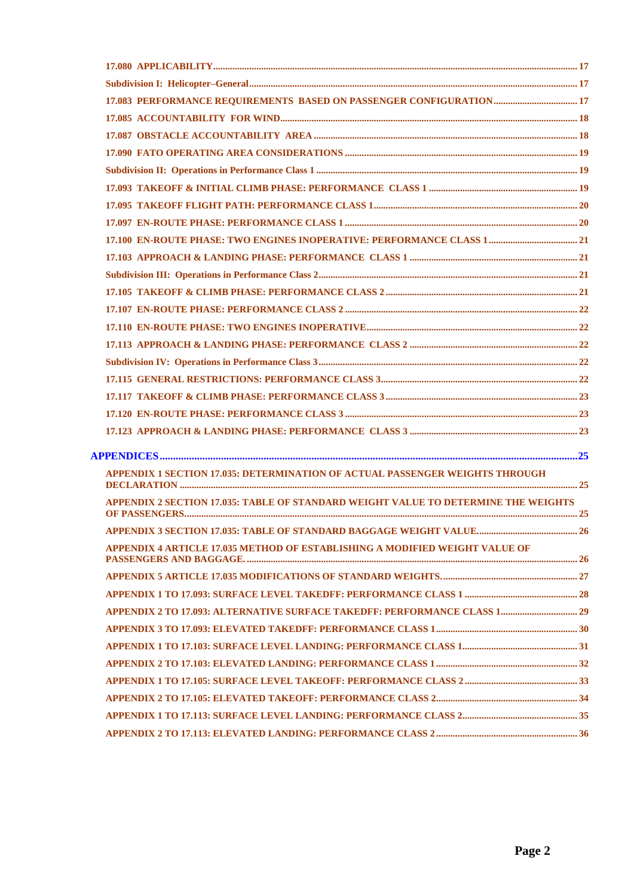17.080 APPLICABILITY ........................................................................................................................................ 17

Subdivision I: Helicopter–General ........................................................................................................................ 17

17.083 PERFORMANCE REQUIREMENTS BASED ON PASSENGER CONFIGURATION .................................. 17

17.085 ACCOUNTABILITY FOR WIND .......................................................................................................... 18

17.087 OBSTACLE ACCOUNTABILITY AREA ............................................................................................... 18

17.090 FATO OPERATING AREA CONSIDERATIONS ................................................................................... 19

Subdivision II: Operations in Performance Class 1 ............................................................................................. 19

17.093 TAKEOFF & INITIAL CLIMB PHASE: PERFORMANCE CLASS 1 ............................................................ 19

17.095 TAKEOFF FLIGHT PATH: PERFORMANCE CLASS 1 .............................................................................. 20

17.097 EN-ROUTE PHASE: PERFORMANCE CLASS 1 ...................................................................................... 20

17.100 EN-ROUTE PHASE: TWO ENGINES INOPERATIVE: PERFORMANCE CLASS 1 ...................................... 21

17.103 APPROACH & LANDING PHASE: PERFORMANCE CLASS 1 ................................................................... 21

Subdivision III: Operations in Performance Class 2 ............................................................................................ 21

17.105 TAKEOFF & CLIMB PHASE: PERFORMANCE CLASS 2 ......................................................................... 21

17.107 EN-ROUTE PHASE: PERFORMANCE CLASS 2 ...................................................................................... 22

17.110 EN-ROUTE PHASE: TWO ENGINES INOPERATIVE ................................................................................ 22

17.113 APPROACH & LANDING PHASE: PERFORMANCE CLASS 2 ................................................................... 22

Subdivision IV: Operations in Performance Class 3 ............................................................................................ 22

17.115 GENERAL RESTRICTIONS: PERFORMANCE CLASS 3 ........................................................................... 22

17.117 TAKEOFF & CLIMB PHASE: PERFORMANCE CLASS 3 ......................................................................... 23

17.120 EN-ROUTE PHASE: PERFORMANCE CLASS 3 ...................................................................................... 23

17.123 APPROACH & LANDING PHASE: PERFORMANCE CLASS 3 ................................................................... 23

APPENDICES ............................................................................................................................................... 25

APPENDIX 1 SECTION 17.035: DETERMINATION OF ACTUAL PASSENGER WEIGHTS THROUGH DECLARATION .................................................................................................................................... 25

APPENDIX 2 SECTION 17.035: TABLE OF STANDARD WEIGHT VALUE TO DETERMINE THE WEIGHTS OF PASSENGERS ................................................................................................................................. 25

APPENDIX 3 SECTION 17.035: TABLE OF STANDARD BAGGAGE WEIGHT VALUE ......................................... 26

APPENDIX 4 ARTICLE 17.035 METHOD OF ESTABLISHING A MODIFIED WEIGHT VALUE OF PASSENGERS AND BAGGAGE ................................................................................................................ 26

APPENDIX 5 ARTICLE 17.035 MODIFICATIONS OF STANDARD WEIGHTS ....................................................... 27

APPENDIX 1 TO 17.093: SURFACE LEVEL TAKEDFF: PERFORMANCE CLASS 1 .............................................. 28

APPENDIX 2 TO 17.093: ALTERNATIVE SURFACE TAKEDFF: PERFORMANCE CLASS 1 ................................ 29

APPENDIX 3 TO 17.093: ELEVATED TAKEDFF: PERFORMANCE CLASS 1 ......................................................... 30

APPENDIX 1 TO 17.103: SURFACE LEVEL LANDING: PERFORMANCE CLASS 1 .............................................. 31

APPENDIX 2 TO 17.103: ELEVATED LANDING: PERFORMANCE CLASS 1 ......................................................... 32

APPENDIX 1 TO 17.105: SURFACE LEVEL TAKEOFF: PERFORMANCE CLASS 2 .............................................. 33

APPENDIX 2 TO 17.105: ELEVATED TAKEOFF: PERFORMANCE CLASS 2 ......................................................... 34

APPENDIX 1 TO 17.113: SURFACE LEVEL LANDING: PERFORMANCE CLASS 2 .............................................. 35

APPENDIX 2 TO 17.113: ELEVATED LANDING: PERFORMANCE CLASS 2 ......................................................... 36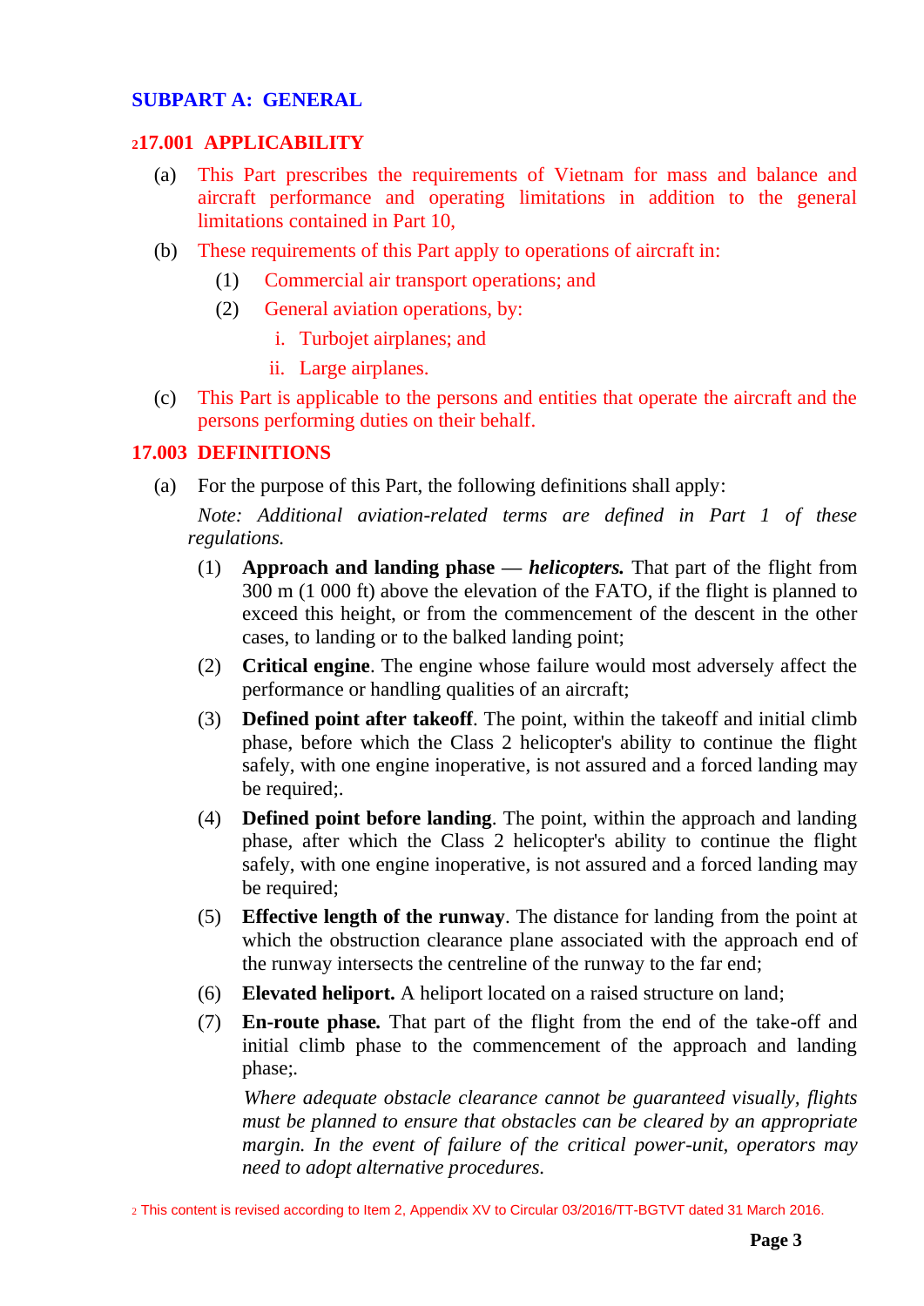## SUBPART A: GENERAL

### [2]17.001 APPLICABILITY

(a) This Part prescribes the requirements of Vietnam for mass and balance and aircraft performance and operating limitations in addition to the general limitations contained in Part 10,

(b) These requirements of this Part apply to operations of aircraft in:

(1) Commercial air transport operations; and

(2) General aviation operations, by:

i. Turbojet airplanes; and

ii. Large airplanes.

(c) This Part is applicable to the persons and entities that operate the aircraft and the persons performing duties on their behalf.

### 17.003 DEFINITIONS

(a) For the purpose of this Part, the following definitions shall apply:

*Note: Additional aviation-related terms are defined in Part 1 of these regulations.*

(1) **Approach and landing phase — *helicopters.*** That part of the flight from 300 m (1 000 ft) above the elevation of the FATO, if the flight is planned to exceed this height, or from the commencement of the descent in the other cases, to landing or to the balked landing point;

(2) **Critical engine**. The engine whose failure would most adversely affect the performance or handling qualities of an aircraft;

(3) **Defined point after takeoff**. The point, within the takeoff and initial climb phase, before which the Class 2 helicopter's ability to continue the flight safely, with one engine inoperative, is not assured and a forced landing may be required;.

(4) **Defined point before landing**. The point, within the approach and landing phase, after which the Class 2 helicopter's ability to continue the flight safely, with one engine inoperative, is not assured and a forced landing may be required;

(5) **Effective length of the runway**. The distance for landing from the point at which the obstruction clearance plane associated with the approach end of the runway intersects the centreline of the runway to the far end;

(6) **Elevated heliport.** A heliport located on a raised structure on land;

(7) **En-route phase.** That part of the flight from the end of the take-off and initial climb phase to the commencement of the approach and landing phase;.

*Where adequate obstacle clearance cannot be guaranteed visually, flights must be planned to ensure that obstacles can be cleared by an appropriate margin. In the event of failure of the critical power-unit, operators may need to adopt alternative procedures.*

[2] This content is revised according to Item 2, Appendix XV to Circular 03/2016/TT-BGTVT dated 31 March 2016.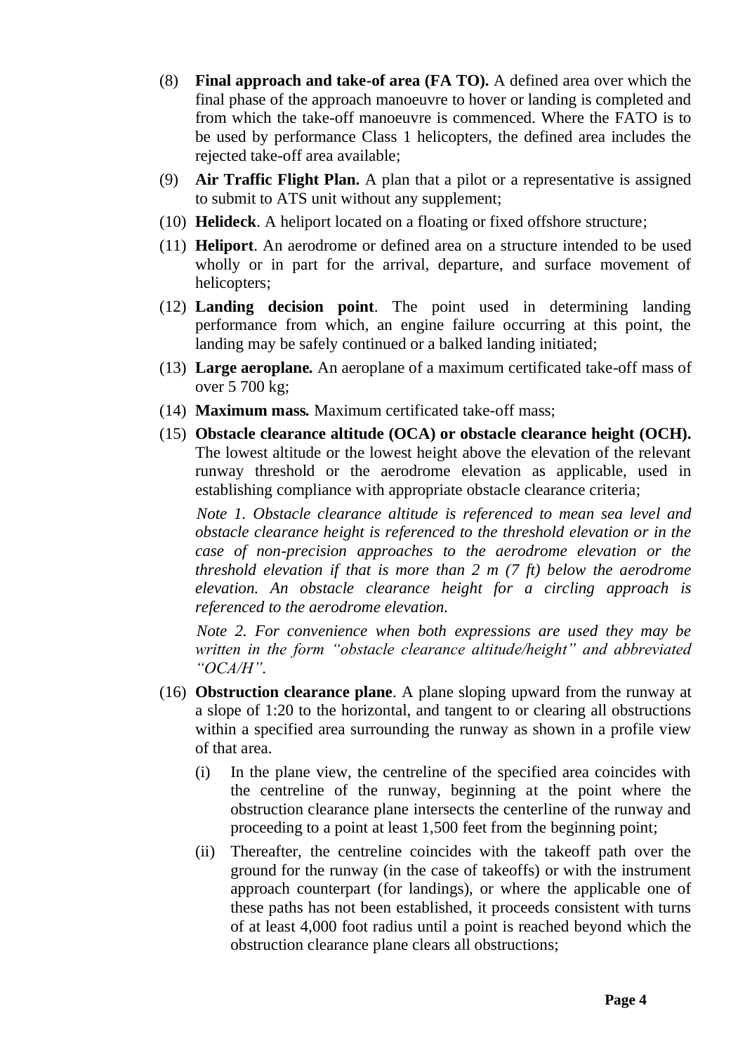(8) **Final approach and take-of area (FA TO).** A defined area over which the final phase of the approach manoeuvre to hover or landing is completed and from which the take-off manoeuvre is commenced. Where the FATO is to be used by performance Class 1 helicopters, the defined area includes the rejected take-off area available;

(9) **Air Traffic Flight Plan.** A plan that a pilot or a representative is assigned to submit to ATS unit without any supplement;

(10) **Helideck**. A heliport located on a floating or fixed offshore structure;

(11) **Heliport**. An aerodrome or defined area on a structure intended to be used wholly or in part for the arrival, departure, and surface movement of helicopters;

(12) **Landing decision point**. The point used in determining landing performance from which, an engine failure occurring at this point, the landing may be safely continued or a balked landing initiated;

(13) **Large aeroplane.** An aeroplane of a maximum certificated take-off mass of over 5 700 kg;

(14) **Maximum mass.** Maximum certificated take-off mass;

(15) **Obstacle clearance altitude (OCA) or obstacle clearance height (OCH).** The lowest altitude or the lowest height above the elevation of the relevant runway threshold or the aerodrome elevation as applicable, used in establishing compliance with appropriate obstacle clearance criteria;

*Note 1. Obstacle clearance altitude is referenced to mean sea level and obstacle clearance height is referenced to the threshold elevation or in the case of non-precision approaches to the aerodrome elevation or the threshold elevation if that is more than 2 m (7 ft) below the aerodrome elevation. An obstacle clearance height for a circling approach is referenced to the aerodrome elevation.*

*Note 2. For convenience when both expressions are used they may be written in the form "obstacle clearance altitude/height" and abbreviated "OCA/H".*

(16) **Obstruction clearance plane**. A plane sloping upward from the runway at a slope of 1:20 to the horizontal, and tangent to or clearing all obstructions within a specified area surrounding the runway as shown in a profile view of that area.

(i) In the plane view, the centreline of the specified area coincides with the centreline of the runway, beginning at the point where the obstruction clearance plane intersects the centerline of the runway and proceeding to a point at least 1,500 feet from the beginning point;

(ii) Thereafter, the centreline coincides with the takeoff path over the ground for the runway (in the case of takeoffs) or with the instrument approach counterpart (for landings), or where the applicable one of these paths has not been established, it proceeds consistent with turns of at least 4,000 foot radius until a point is reached beyond which the obstruction clearance plane clears all obstructions;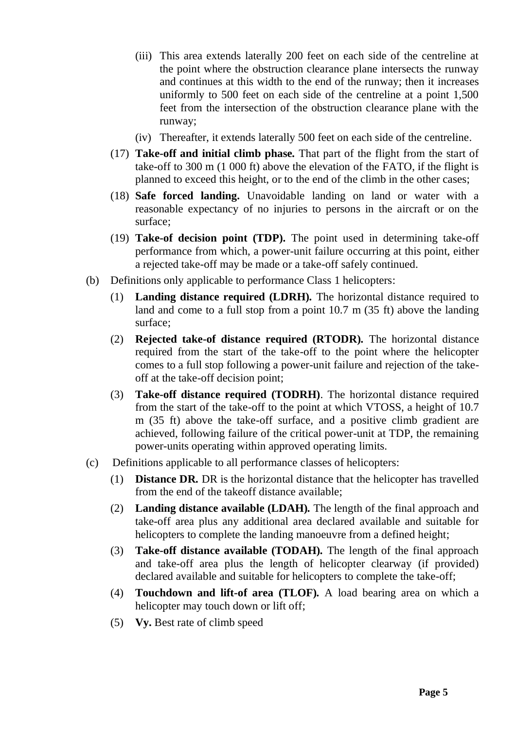(iii) This area extends laterally 200 feet on each side of the centreline at the point where the obstruction clearance plane intersects the runway and continues at this width to the end of the runway; then it increases uniformly to 500 feet on each side of the centreline at a point 1,500 feet from the intersection of the obstruction clearance plane with the runway;

(iv) Thereafter, it extends laterally 500 feet on each side of the centreline.

(17) **Take-off and initial climb phase.** That part of the flight from the start of take-off to 300 m (1 000 ft) above the elevation of the FATO, if the flight is planned to exceed this height, or to the end of the climb in the other cases;

(18) **Safe forced landing.** Unavoidable landing on land or water with a reasonable expectancy of no injuries to persons in the aircraft or on the surface;

(19) **Take-of decision point (TDP).** The point used in determining take-off performance from which, a power-unit failure occurring at this point, either a rejected take-off may be made or a take-off safely continued.

(b) Definitions only applicable to performance Class 1 helicopters:

(1) **Landing distance required (LDRH).** The horizontal distance required to land and come to a full stop from a point 10.7 m (35 ft) above the landing surface;

(2) **Rejected take-of distance required (RTODR).** The horizontal distance required from the start of the take-off to the point where the helicopter comes to a full stop following a power-unit failure and rejection of the take-off at the take-off decision point;

(3) **Take-off distance required (TODRH)**. The horizontal distance required from the start of the take-off to the point at which VTOSS, a height of 10.7 m (35 ft) above the take-off surface, and a positive climb gradient are achieved, following failure of the critical power-unit at TDP, the remaining power-units operating within approved operating limits.

(c) Definitions applicable to all performance classes of helicopters:

(1) **Distance DR.** DR is the horizontal distance that the helicopter has travelled from the end of the takeoff distance available;

(2) **Landing distance available (LDAH).** The length of the final approach and take-off area plus any additional area declared available and suitable for helicopters to complete the landing manoeuvre from a defined height;

(3) **Take-off distance available (TODAH).** The length of the final approach and take-off area plus the length of helicopter clearway (if provided) declared available and suitable for helicopters to complete the take-off;

(4) **Touchdown and lift-of area (TLOF).** A load bearing area on which a helicopter may touch down or lift off;

(5) **Vy.** Best rate of climb speed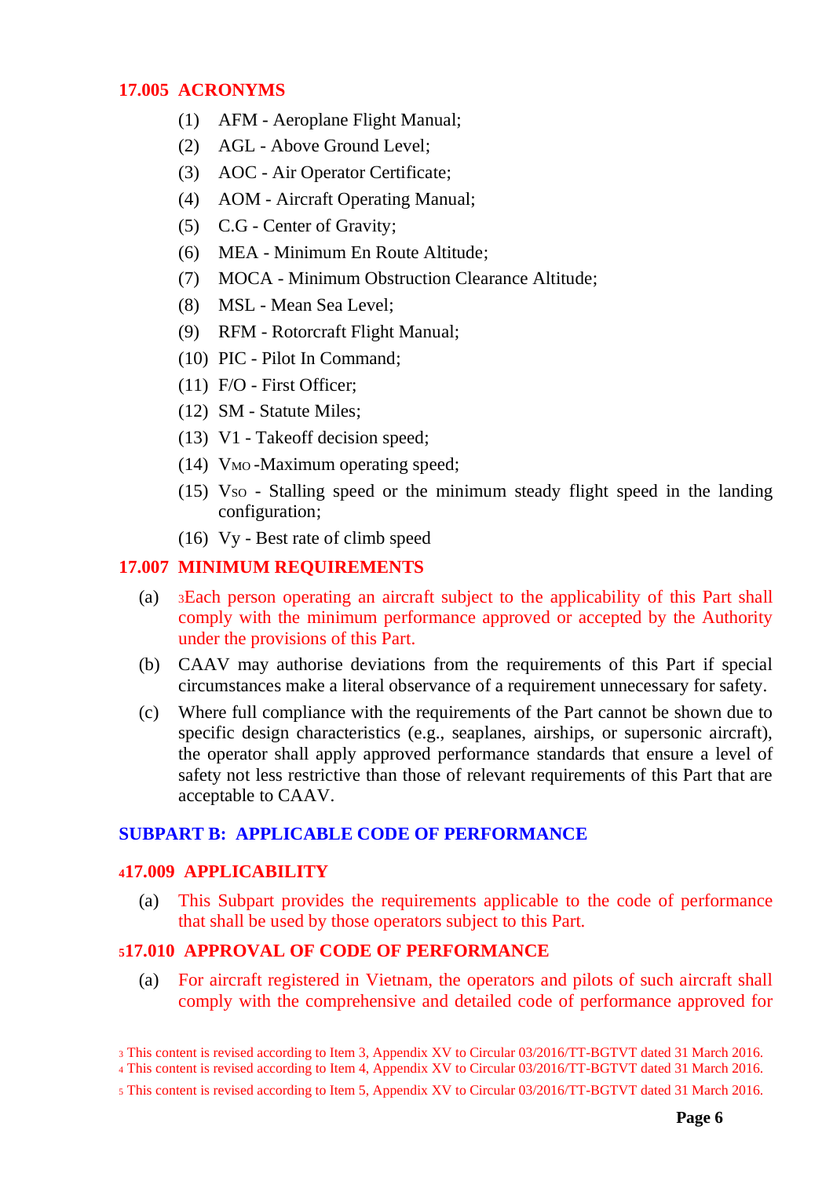## 17.005 ACRONYMS

(1) AFM - Aeroplane Flight Manual;

(2) AGL - Above Ground Level;

(3) AOC - Air Operator Certificate;

(4) AOM - Aircraft Operating Manual;

(5) C.G - Center of Gravity;

(6) MEA - Minimum En Route Altitude;

(7) MOCA - Minimum Obstruction Clearance Altitude;

(8) MSL - Mean Sea Level;

(9) RFM - Rotorcraft Flight Manual;

(10) PIC - Pilot In Command;

(11) F/O - First Officer;

(12) SM - Statute Miles;

(13) V1 - Takeoff decision speed;

(14) $V_{MO}$ -Maximum operating speed;

(15) $V_{SO}$ - Stalling speed or the minimum steady flight speed in the landing configuration;

(16) Vy - Best rate of climb speed

## 17.007 MINIMUM REQUIREMENTS

(a) [3]Each person operating an aircraft subject to the applicability of this Part shall comply with the minimum performance approved or accepted by the Authority under the provisions of this Part.

(b) CAAV may authorise deviations from the requirements of this Part if special circumstances make a literal observance of a requirement unnecessary for safety.

(c) Where full compliance with the requirements of the Part cannot be shown due to specific design characteristics (e.g., seaplanes, airships, or supersonic aircraft), the operator shall apply approved performance standards that ensure a level of safety not less restrictive than those of relevant requirements of this Part that are acceptable to CAAV.

# SUBPART B: APPLICABLE CODE OF PERFORMANCE

## [4]17.009 APPLICABILITY

(a) This Subpart provides the requirements applicable to the code of performance that shall be used by those operators subject to this Part.

## [5]17.010 APPROVAL OF CODE OF PERFORMANCE

(a) For aircraft registered in Vietnam, the operators and pilots of such aircraft shall comply with the comprehensive and detailed code of performance approved for

[3] This content is revised according to Item 3, Appendix XV to Circular 03/2016/TT-BGTVT dated 31 March 2016.

[4] This content is revised according to Item 4, Appendix XV to Circular 03/2016/TT-BGTVT dated 31 March 2016.

[5] This content is revised according to Item 5, Appendix XV to Circular 03/2016/TT-BGTVT dated 31 March 2016.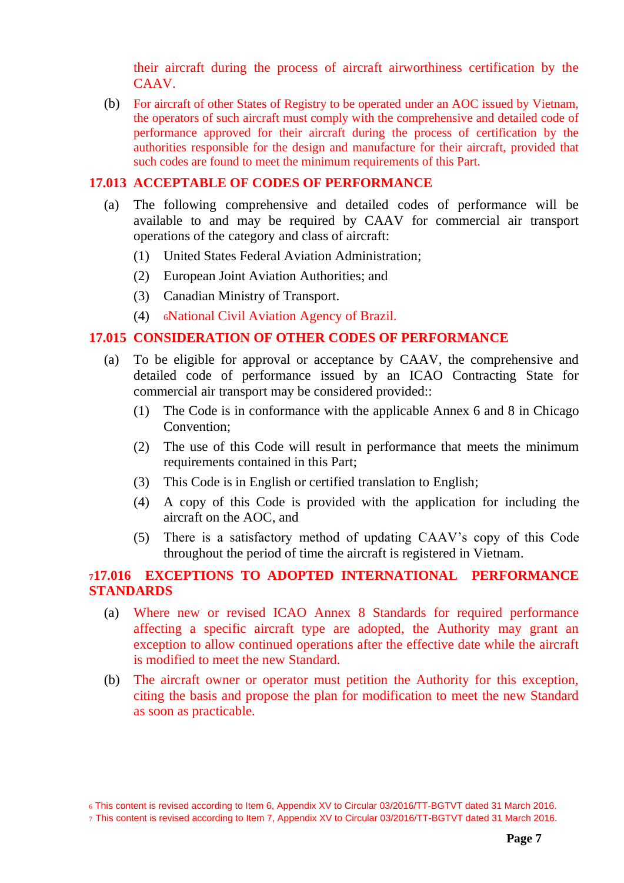their aircraft during the process of aircraft airworthiness certification by the CAAV.

(b) For aircraft of other States of Registry to be operated under an AOC issued by Vietnam, the operators of such aircraft must comply with the comprehensive and detailed code of performance approved for their aircraft during the process of certification by the authorities responsible for the design and manufacture for their aircraft, provided that such codes are found to meet the minimum requirements of this Part.

## 17.013 ACCEPTABLE OF CODES OF PERFORMANCE

(a) The following comprehensive and detailed codes of performance will be available to and may be required by CAAV for commercial air transport operations of the category and class of aircraft:

(1) United States Federal Aviation Administration;

(2) European Joint Aviation Authorities; and

(3) Canadian Ministry of Transport.

(4) [6]National Civil Aviation Agency of Brazil.

## 17.015 CONSIDERATION OF OTHER CODES OF PERFORMANCE

(a) To be eligible for approval or acceptance by CAAV, the comprehensive and detailed code of performance issued by an ICAO Contracting State for commercial air transport may be considered provided::

(1) The Code is in conformance with the applicable Annex 6 and 8 in Chicago Convention;

(2) The use of this Code will result in performance that meets the minimum requirements contained in this Part;

(3) This Code is in English or certified translation to English;

(4) A copy of this Code is provided with the application for including the aircraft on the AOC, and

(5) There is a satisfactory method of updating CAAV's copy of this Code throughout the period of time the aircraft is registered in Vietnam.

## [7]17.016 EXCEPTIONS TO ADOPTED INTERNATIONAL PERFORMANCE STANDARDS

(a) Where new or revised ICAO Annex 8 Standards for required performance affecting a specific aircraft type are adopted, the Authority may grant an exception to allow continued operations after the effective date while the aircraft is modified to meet the new Standard.

(b) The aircraft owner or operator must petition the Authority for this exception, citing the basis and propose the plan for modification to meet the new Standard as soon as practicable.

[6] This content is revised according to Item 6, Appendix XV to Circular 03/2016/TT-BGTVT dated 31 March 2016.

[7] This content is revised according to Item 7, Appendix XV to Circular 03/2016/TT-BGTVT dated 31 March 2016.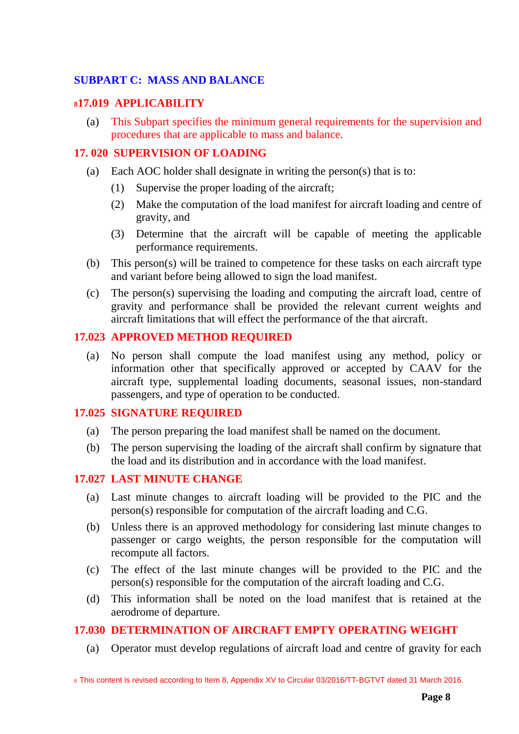## SUBPART C: MASS AND BALANCE

### [8]17.019 APPLICABILITY

(a) This Subpart specifies the minimum general requirements for the supervision and procedures that are applicable to mass and balance.

### 17. 020 SUPERVISION OF LOADING

(a) Each AOC holder shall designate in writing the person(s) that is to:

(1) Supervise the proper loading of the aircraft;

(2) Make the computation of the load manifest for aircraft loading and centre of gravity, and

(3) Determine that the aircraft will be capable of meeting the applicable performance requirements.

(b) This person(s) will be trained to competence for these tasks on each aircraft type and variant before being allowed to sign the load manifest.

(c) The person(s) supervising the loading and computing the aircraft load, centre of gravity and performance shall be provided the relevant current weights and aircraft limitations that will effect the performance of the that aircraft.

### 17.023 APPROVED METHOD REQUIRED

(a) No person shall compute the load manifest using any method, policy or information other that specifically approved or accepted by CAAV for the aircraft type, supplemental loading documents, seasonal issues, non-standard passengers, and type of operation to be conducted.

### 17.025 SIGNATURE REQUIRED

(a) The person preparing the load manifest shall be named on the document.

(b) The person supervising the loading of the aircraft shall confirm by signature that the load and its distribution and in accordance with the load manifest.

### 17.027 LAST MINUTE CHANGE

(a) Last minute changes to aircraft loading will be provided to the PIC and the person(s) responsible for computation of the aircraft loading and C.G.

(b) Unless there is an approved methodology for considering last minute changes to passenger or cargo weights, the person responsible for the computation will recompute all factors.

(c) The effect of the last minute changes will be provided to the PIC and the person(s) responsible for the computation of the aircraft loading and C.G.

(d) This information shall be noted on the load manifest that is retained at the aerodrome of departure.

### 17.030 DETERMINATION OF AIRCRAFT EMPTY OPERATING WEIGHT

(a) Operator must develop regulations of aircraft load and centre of gravity for each

[8] This content is revised according to Item 8, Appendix XV to Circular 03/2016/TT-BGTVT dated 31 March 2016.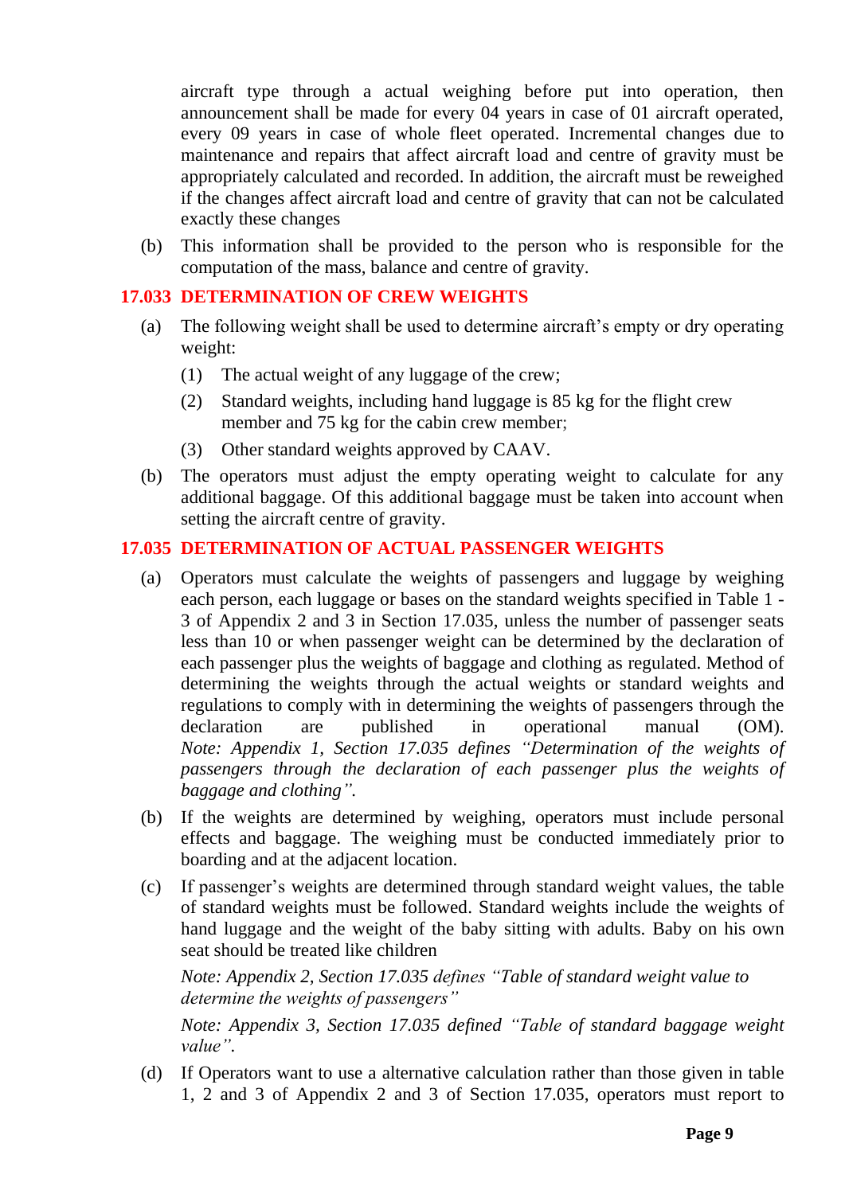aircraft type through a actual weighing before put into operation, then announcement shall be made for every 04 years in case of 01 aircraft operated, every 09 years in case of whole fleet operated. Incremental changes due to maintenance and repairs that affect aircraft load and centre of gravity must be appropriately calculated and recorded. In addition, the aircraft must be reweighed if the changes affect aircraft load and centre of gravity that can not be calculated exactly these changes

(b) This information shall be provided to the person who is responsible for the computation of the mass, balance and centre of gravity.

## 17.033 DETERMINATION OF CREW WEIGHTS

(a) The following weight shall be used to determine aircraft's empty or dry operating weight:

  (1) The actual weight of any luggage of the crew;

  (2) Standard weights, including hand luggage is 85 kg for the flight crew member and 75 kg for the cabin crew member;

  (3) Other standard weights approved by CAAV.

(b) The operators must adjust the empty operating weight to calculate for any additional baggage. Of this additional baggage must be taken into account when setting the aircraft centre of gravity.

## 17.035 DETERMINATION OF ACTUAL PASSENGER WEIGHTS

(a) Operators must calculate the weights of passengers and luggage by weighing each person, each luggage or bases on the standard weights specified in Table 1 - 3 of Appendix 2 and 3 in Section 17.035, unless the number of passenger seats less than 10 or when passenger weight can be determined by the declaration of each passenger plus the weights of baggage and clothing as regulated. Method of determining the weights through the actual weights or standard weights and regulations to comply with in determining the weights of passengers through the declaration are published in operational manual (OM).
*Note: Appendix 1, Section 17.035 defines "Determination of the weights of passengers through the declaration of each passenger plus the weights of baggage and clothing".*

(b) If the weights are determined by weighing, operators must include personal effects and baggage. The weighing must be conducted immediately prior to boarding and at the adjacent location.

(c) If passenger's weights are determined through standard weight values, the table of standard weights must be followed. Standard weights include the weights of hand luggage and the weight of the baby sitting with adults. Baby on his own seat should be treated like children

*Note: Appendix 2, Section 17.035 defines "Table of standard weight value to determine the weights of passengers"*

*Note: Appendix 3, Section 17.035 defined "Table of standard baggage weight value".*

(d) If Operators want to use a alternative calculation rather than those given in table 1, 2 and 3 of Appendix 2 and 3 of Section 17.035, operators must report to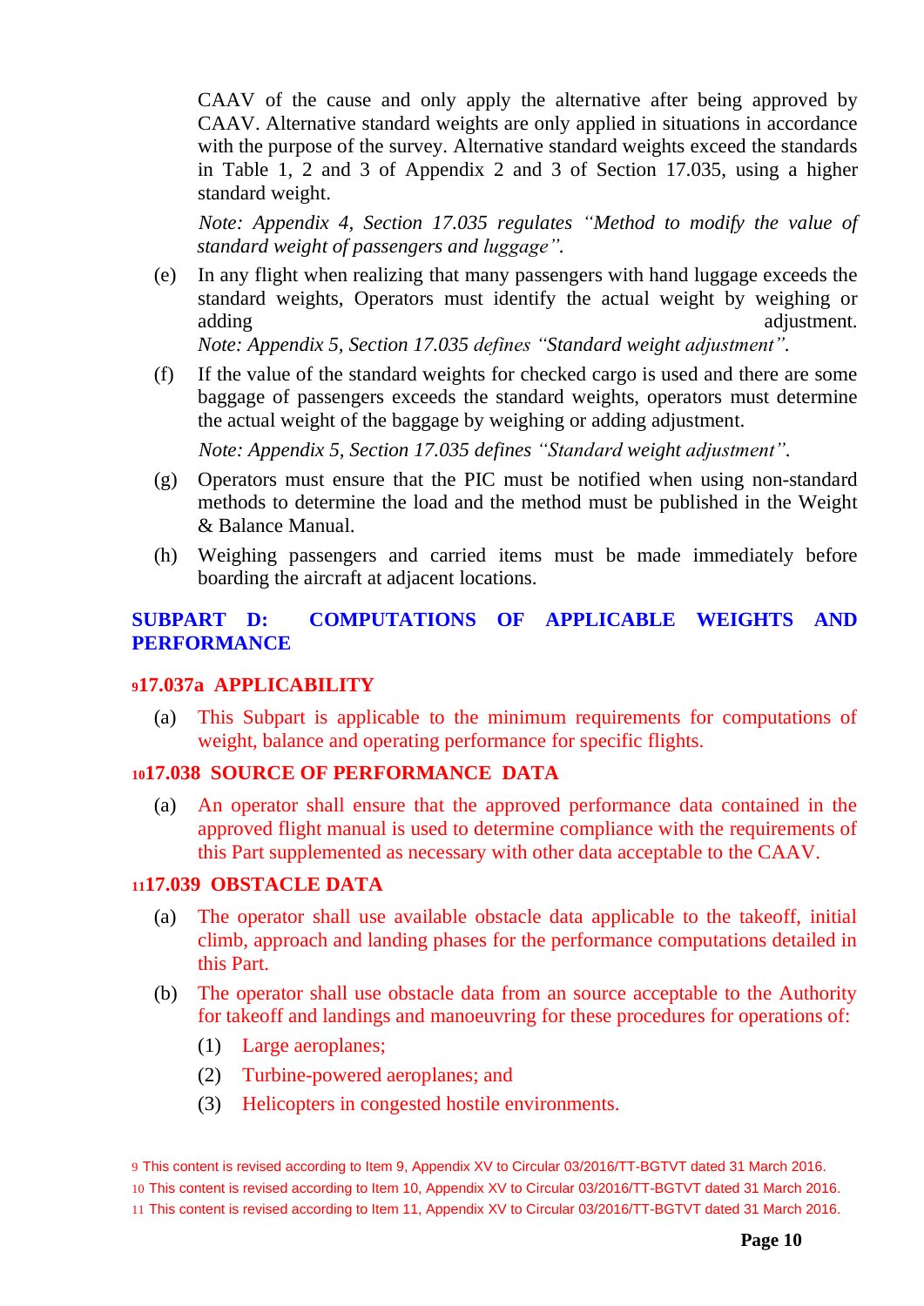CAAV of the cause and only apply the alternative after being approved by CAAV. Alternative standard weights are only applied in situations in accordance with the purpose of the survey. Alternative standard weights exceed the standards in Table 1, 2 and 3 of Appendix 2 and 3 of Section 17.035, using a higher standard weight.

*Note: Appendix 4, Section 17.035 regulates "Method to modify the value of standard weight of passengers and luggage".*

(e) In any flight when realizing that many passengers with hand luggage exceeds the standard weights, Operators must identify the actual weight by weighing or adding adjustment.
*Note: Appendix 5, Section 17.035 defines "Standard weight adjustment".*

(f) If the value of the standard weights for checked cargo is used and there are some baggage of passengers exceeds the standard weights, operators must determine the actual weight of the baggage by weighing or adding adjustment.

*Note: Appendix 5, Section 17.035 defines "Standard weight adjustment".*

(g) Operators must ensure that the PIC must be notified when using non-standard methods to determine the load and the method must be published in the Weight & Balance Manual.

(h) Weighing passengers and carried items must be made immediately before boarding the aircraft at adjacent locations.

## SUBPART D: COMPUTATIONS OF APPLICABLE WEIGHTS AND PERFORMANCE

### [9]17.037a APPLICABILITY

(a) This Subpart is applicable to the minimum requirements for computations of weight, balance and operating performance for specific flights.

### [10]17.038 SOURCE OF PERFORMANCE DATA

(a) An operator shall ensure that the approved performance data contained in the approved flight manual is used to determine compliance with the requirements of this Part supplemented as necessary with other data acceptable to the CAAV.

### [11]17.039 OBSTACLE DATA

(a) The operator shall use available obstacle data applicable to the takeoff, initial climb, approach and landing phases for the performance computations detailed in this Part.

(b) The operator shall use obstacle data from an source acceptable to the Authority for takeoff and landings and manoeuvring for these procedures for operations of:

(1) Large aeroplanes;

(2) Turbine-powered aeroplanes; and

(3) Helicopters in congested hostile environments.

[9] This content is revised according to Item 9, Appendix XV to Circular 03/2016/TT-BGTVT dated 31 March 2016.

[10] This content is revised according to Item 10, Appendix XV to Circular 03/2016/TT-BGTVT dated 31 March 2016.

[11] This content is revised according to Item 11, Appendix XV to Circular 03/2016/TT-BGTVT dated 31 March 2016.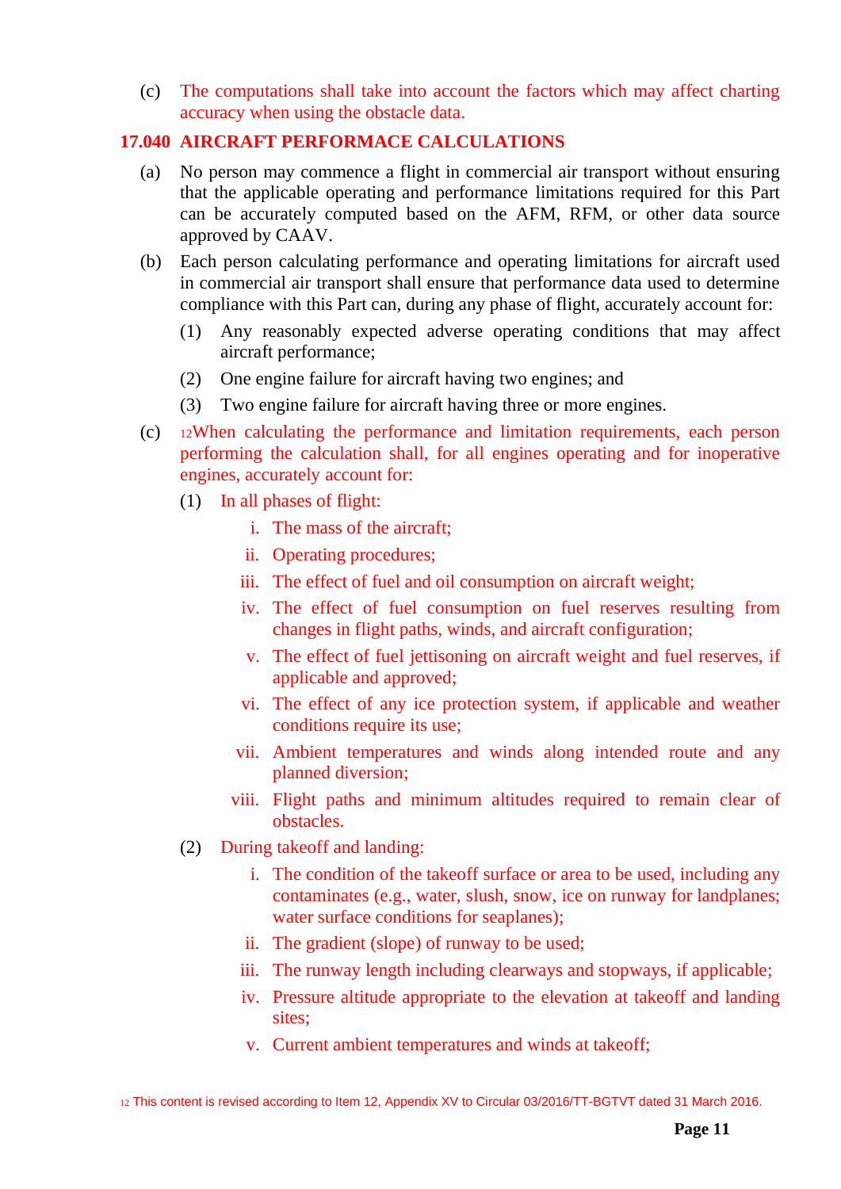(c) The computations shall take into account the factors which may affect charting accuracy when using the obstacle data.

## 17.040 AIRCRAFT PERFORMACE CALCULATIONS

(a) No person may commence a flight in commercial air transport without ensuring that the applicable operating and performance limitations required for this Part can be accurately computed based on the AFM, RFM, or other data source approved by CAAV.

(b) Each person calculating performance and operating limitations for aircraft used in commercial air transport shall ensure that performance data used to determine compliance with this Part can, during any phase of flight, accurately account for:

(1) Any reasonably expected adverse operating conditions that may affect aircraft performance;

(2) One engine failure for aircraft having two engines; and

(3) Two engine failure for aircraft having three or more engines.

(c) [12]When calculating the performance and limitation requirements, each person performing the calculation shall, for all engines operating and for inoperative engines, accurately account for:

(1) In all phases of flight:

i. The mass of the aircraft;

ii. Operating procedures;

iii. The effect of fuel and oil consumption on aircraft weight;

iv. The effect of fuel consumption on fuel reserves resulting from changes in flight paths, winds, and aircraft configuration;

v. The effect of fuel jettisoning on aircraft weight and fuel reserves, if applicable and approved;

vi. The effect of any ice protection system, if applicable and weather conditions require its use;

vii. Ambient temperatures and winds along intended route and any planned diversion;

viii. Flight paths and minimum altitudes required to remain clear of obstacles.

(2) During takeoff and landing:

i. The condition of the takeoff surface or area to be used, including any contaminates (e.g., water, slush, snow, ice on runway for landplanes; water surface conditions for seaplanes);

ii. The gradient (slope) of runway to be used;

iii. The runway length including clearways and stopways, if applicable;

iv. Pressure altitude appropriate to the elevation at takeoff and landing sites;

v. Current ambient temperatures and winds at takeoff;

[12] This content is revised according to Item 12, Appendix XV to Circular 03/2016/TT-BGTVT dated 31 March 2016.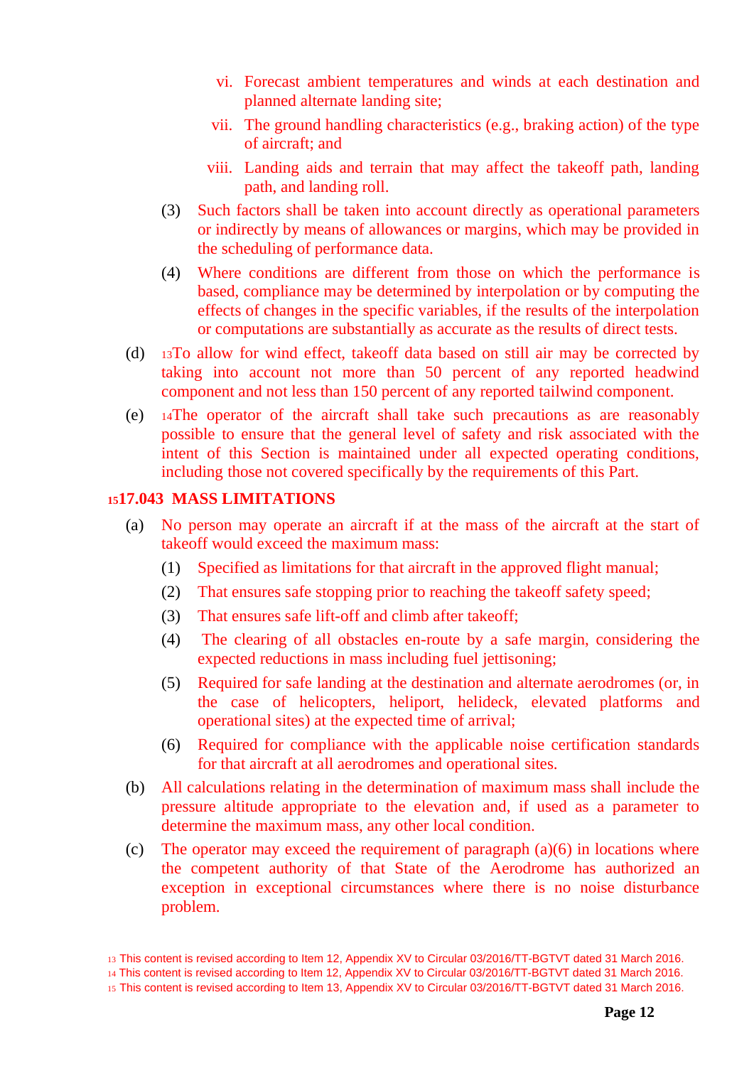vi. Forecast ambient temperatures and winds at each destination and planned alternate landing site;

   vii. The ground handling characteristics (e.g., braking action) of the type of aircraft; and

   viii. Landing aids and terrain that may affect the takeoff path, landing path, and landing roll.

(3) Such factors shall be taken into account directly as operational parameters or indirectly by means of allowances or margins, which may be provided in the scheduling of performance data.

(4) Where conditions are different from those on which the performance is based, compliance may be determined by interpolation or by computing the effects of changes in the specific variables, if the results of the interpolation or computations are substantially as accurate as the results of direct tests.

(d) [13]To allow for wind effect, takeoff data based on still air may be corrected by taking into account not more than 50 percent of any reported headwind component and not less than 150 percent of any reported tailwind component.

(e) [14]The operator of the aircraft shall take such precautions as are reasonably possible to ensure that the general level of safety and risk associated with the intent of this Section is maintained under all expected operating conditions, including those not covered specifically by the requirements of this Part.

### [15]17.043 MASS LIMITATIONS

(a) No person may operate an aircraft if at the mass of the aircraft at the start of takeoff would exceed the maximum mass:

(1) Specified as limitations for that aircraft in the approved flight manual;

(2) That ensures safe stopping prior to reaching the takeoff safety speed;

(3) That ensures safe lift-off and climb after takeoff;

(4) The clearing of all obstacles en-route by a safe margin, considering the expected reductions in mass including fuel jettisoning;

(5) Required for safe landing at the destination and alternate aerodromes (or, in the case of helicopters, heliport, helideck, elevated platforms and operational sites) at the expected time of arrival;

(6) Required for compliance with the applicable noise certification standards for that aircraft at all aerodromes and operational sites.

(b) All calculations relating in the determination of maximum mass shall include the pressure altitude appropriate to the elevation and, if used as a parameter to determine the maximum mass, any other local condition.

(c) The operator may exceed the requirement of paragraph (a)(6) in locations where the competent authority of that State of the Aerodrome has authorized an exception in exceptional circumstances where there is no noise disturbance problem.

---

[13] This content is revised according to Item 12, Appendix XV to Circular 03/2016/TT-BGTVT dated 31 March 2016.

[14] This content is revised according to Item 12, Appendix XV to Circular 03/2016/TT-BGTVT dated 31 March 2016.

[15] This content is revised according to Item 13, Appendix XV to Circular 03/2016/TT-BGTVT dated 31 March 2016.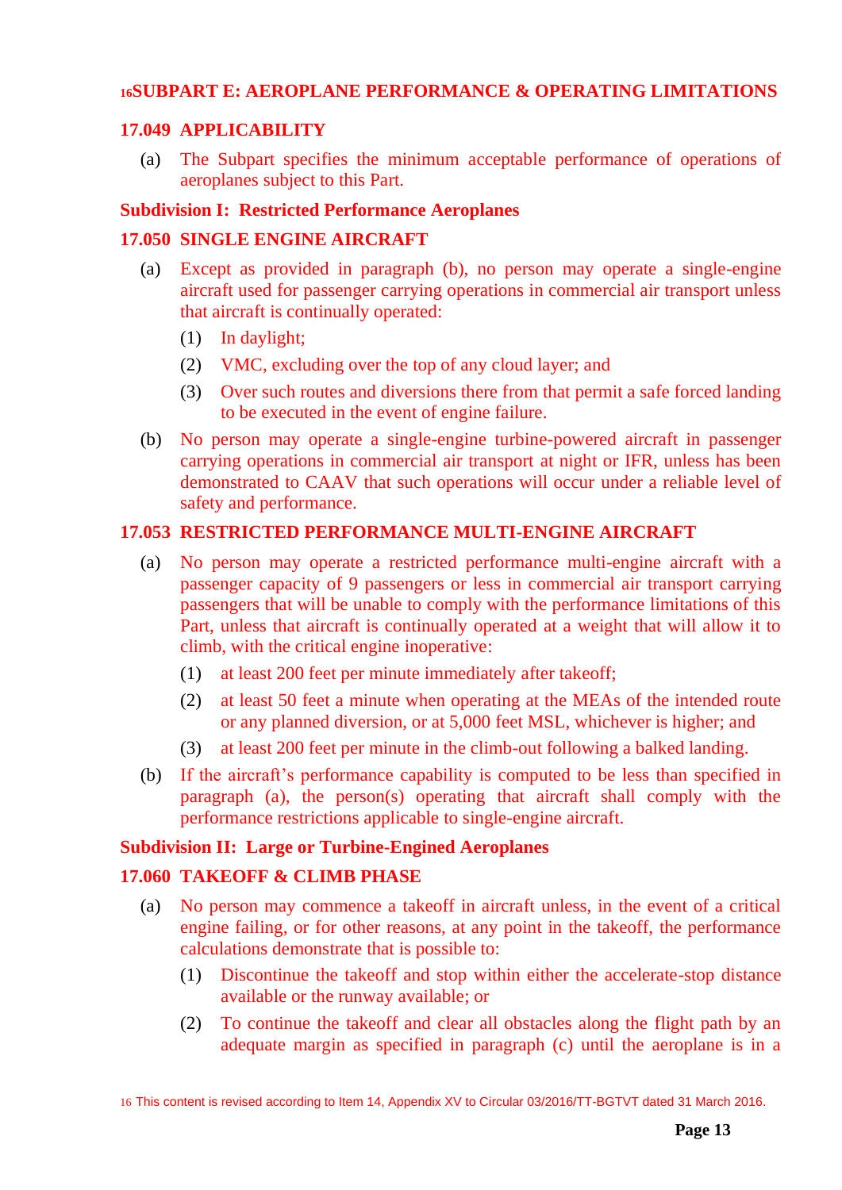## [16]SUBPART E: AEROPLANE PERFORMANCE & OPERATING LIMITATIONS

### 17.049 APPLICABILITY

(a) The Subpart specifies the minimum acceptable performance of operations of aeroplanes subject to this Part.

### Subdivision I: Restricted Performance Aeroplanes

### 17.050 SINGLE ENGINE AIRCRAFT

(a) Except as provided in paragraph (b), no person may operate a single-engine aircraft used for passenger carrying operations in commercial air transport unless that aircraft is continually operated:

(1) In daylight;

(2) VMC, excluding over the top of any cloud layer; and

(3) Over such routes and diversions there from that permit a safe forced landing to be executed in the event of engine failure.

(b) No person may operate a single-engine turbine-powered aircraft in passenger carrying operations in commercial air transport at night or IFR, unless has been demonstrated to CAAV that such operations will occur under a reliable level of safety and performance.

### 17.053 RESTRICTED PERFORMANCE MULTI-ENGINE AIRCRAFT

(a) No person may operate a restricted performance multi-engine aircraft with a passenger capacity of 9 passengers or less in commercial air transport carrying passengers that will be unable to comply with the performance limitations of this Part, unless that aircraft is continually operated at a weight that will allow it to climb, with the critical engine inoperative:

(1) at least 200 feet per minute immediately after takeoff;

(2) at least 50 feet a minute when operating at the MEAs of the intended route or any planned diversion, or at 5,000 feet MSL, whichever is higher; and

(3) at least 200 feet per minute in the climb-out following a balked landing.

(b) If the aircraft's performance capability is computed to be less than specified in paragraph (a), the person(s) operating that aircraft shall comply with the performance restrictions applicable to single-engine aircraft.

### Subdivision II: Large or Turbine-Engined Aeroplanes

### 17.060 TAKEOFF & CLIMB PHASE

(a) No person may commence a takeoff in aircraft unless, in the event of a critical engine failing, or for other reasons, at any point in the takeoff, the performance calculations demonstrate that is possible to:

(1) Discontinue the takeoff and stop within either the accelerate-stop distance available or the runway available; or

(2) To continue the takeoff and clear all obstacles along the flight path by an adequate margin as specified in paragraph (c) until the aeroplane is in a

[16] This content is revised according to Item 14, Appendix XV to Circular 03/2016/TT-BGTVT dated 31 March 2016.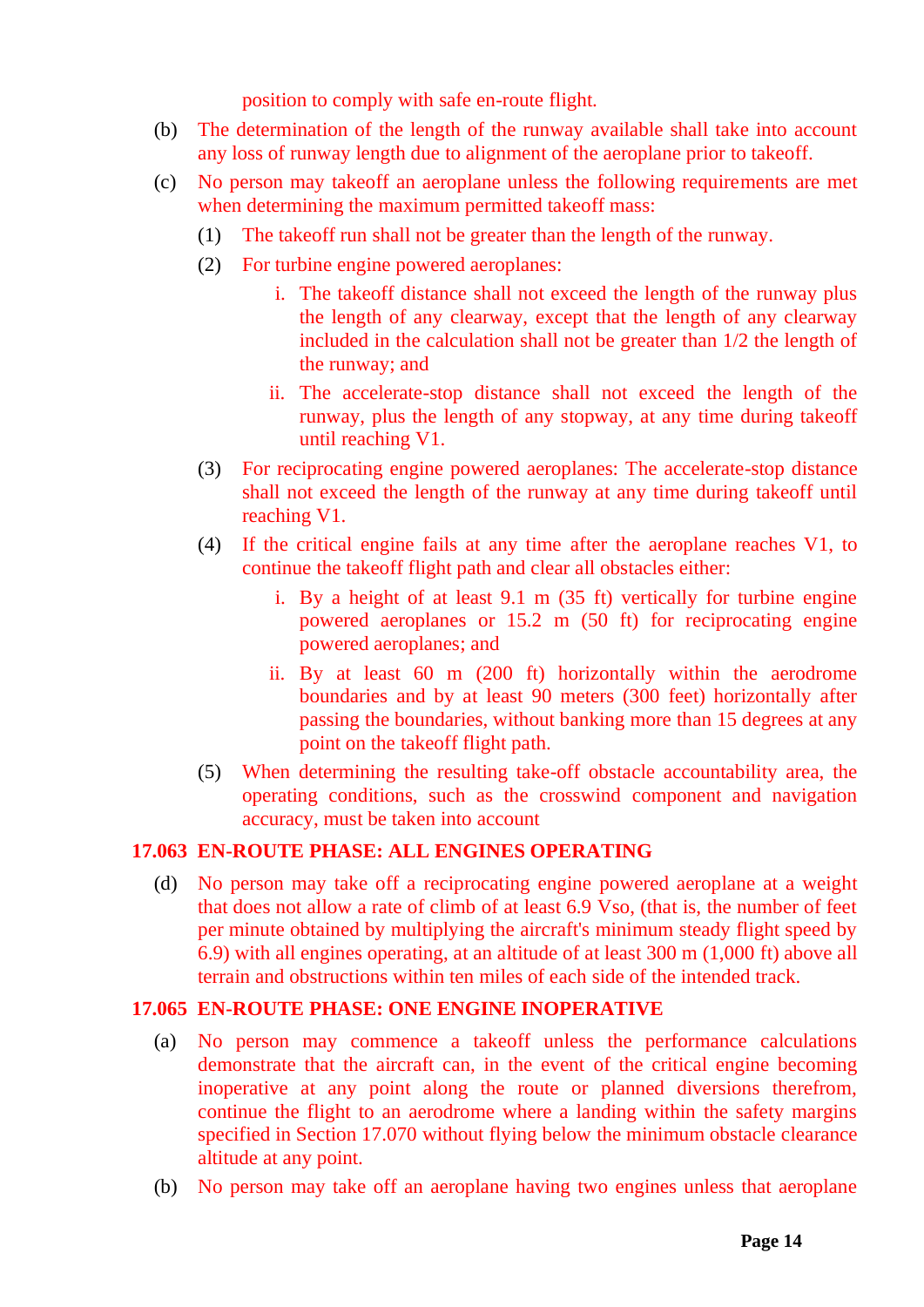position to comply with safe en-route flight.

(b) The determination of the length of the runway available shall take into account any loss of runway length due to alignment of the aeroplane prior to takeoff.

(c) No person may takeoff an aeroplane unless the following requirements are met when determining the maximum permitted takeoff mass:

(1) The takeoff run shall not be greater than the length of the runway.

(2) For turbine engine powered aeroplanes:

i. The takeoff distance shall not exceed the length of the runway plus the length of any clearway, except that the length of any clearway included in the calculation shall not be greater than 1/2 the length of the runway; and

ii. The accelerate-stop distance shall not exceed the length of the runway, plus the length of any stopway, at any time during takeoff until reaching V1.

(3) For reciprocating engine powered aeroplanes: The accelerate-stop distance shall not exceed the length of the runway at any time during takeoff until reaching V1.

(4) If the critical engine fails at any time after the aeroplane reaches V1, to continue the takeoff flight path and clear all obstacles either:

i. By a height of at least 9.1 m (35 ft) vertically for turbine engine powered aeroplanes or 15.2 m (50 ft) for reciprocating engine powered aeroplanes; and

ii. By at least 60 m (200 ft) horizontally within the aerodrome boundaries and by at least 90 meters (300 feet) horizontally after passing the boundaries, without banking more than 15 degrees at any point on the takeoff flight path.

(5) When determining the resulting take-off obstacle accountability area, the operating conditions, such as the crosswind component and navigation accuracy, must be taken into account

### 17.063 EN-ROUTE PHASE: ALL ENGINES OPERATING

(d) No person may take off a reciprocating engine powered aeroplane at a weight that does not allow a rate of climb of at least 6.9 Vso, (that is, the number of feet per minute obtained by multiplying the aircraft's minimum steady flight speed by 6.9) with all engines operating, at an altitude of at least 300 m (1,000 ft) above all terrain and obstructions within ten miles of each side of the intended track.

### 17.065 EN-ROUTE PHASE: ONE ENGINE INOPERATIVE

(a) No person may commence a takeoff unless the performance calculations demonstrate that the aircraft can, in the event of the critical engine becoming inoperative at any point along the route or planned diversions therefrom, continue the flight to an aerodrome where a landing within the safety margins specified in Section 17.070 without flying below the minimum obstacle clearance altitude at any point.

(b) No person may take off an aeroplane having two engines unless that aeroplane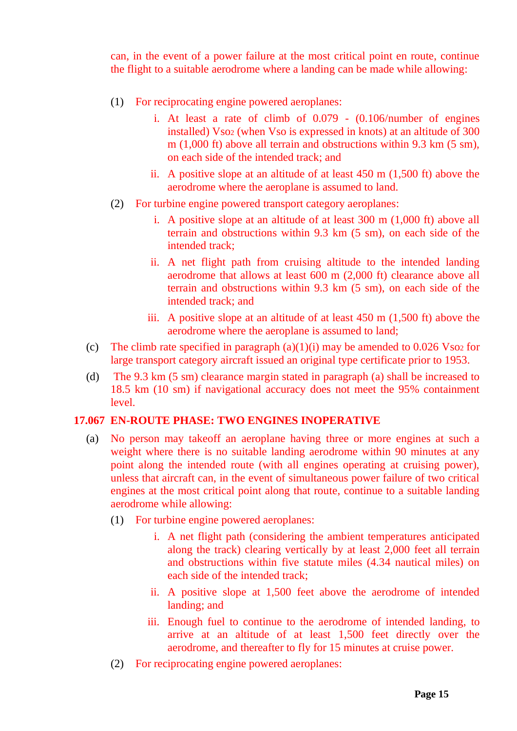can, in the event of a power failure at the most critical point en route, continue the flight to a suitable aerodrome where a landing can be made while allowing:

(1) For reciprocating engine powered aeroplanes:

i. At least a rate of climb of 0.079 - (0.106/number of engines installed) $V_{so^2}$ (when Vso is expressed in knots) at an altitude of 300 m (1,000 ft) above all terrain and obstructions within 9.3 km (5 sm), on each side of the intended track; and

ii. A positive slope at an altitude of at least 450 m (1,500 ft) above the aerodrome where the aeroplane is assumed to land.

(2) For turbine engine powered transport category aeroplanes:

i. A positive slope at an altitude of at least 300 m (1,000 ft) above all terrain and obstructions within 9.3 km (5 sm), on each side of the intended track;

ii. A net flight path from cruising altitude to the intended landing aerodrome that allows at least 600 m (2,000 ft) clearance above all terrain and obstructions within 9.3 km (5 sm), on each side of the intended track; and

iii. A positive slope at an altitude of at least 450 m (1,500 ft) above the aerodrome where the aeroplane is assumed to land;

(c) The climb rate specified in paragraph (a)(1)(i) may be amended to 0.026 $V_{so^2}$ for large transport category aircraft issued an original type certificate prior to 1953.

(d) The 9.3 km (5 sm) clearance margin stated in paragraph (a) shall be increased to 18.5 km (10 sm) if navigational accuracy does not meet the 95% containment level.

## 17.067 EN-ROUTE PHASE: TWO ENGINES INOPERATIVE

(a) No person may takeoff an aeroplane having three or more engines at such a weight where there is no suitable landing aerodrome within 90 minutes at any point along the intended route (with all engines operating at cruising power), unless that aircraft can, in the event of simultaneous power failure of two critical engines at the most critical point along that route, continue to a suitable landing aerodrome while allowing:

(1) For turbine engine powered aeroplanes:

i. A net flight path (considering the ambient temperatures anticipated along the track) clearing vertically by at least 2,000 feet all terrain and obstructions within five statute miles (4.34 nautical miles) on each side of the intended track;

ii. A positive slope at 1,500 feet above the aerodrome of intended landing; and

iii. Enough fuel to continue to the aerodrome of intended landing, to arrive at an altitude of at least 1,500 feet directly over the aerodrome, and thereafter to fly for 15 minutes at cruise power.

(2) For reciprocating engine powered aeroplanes: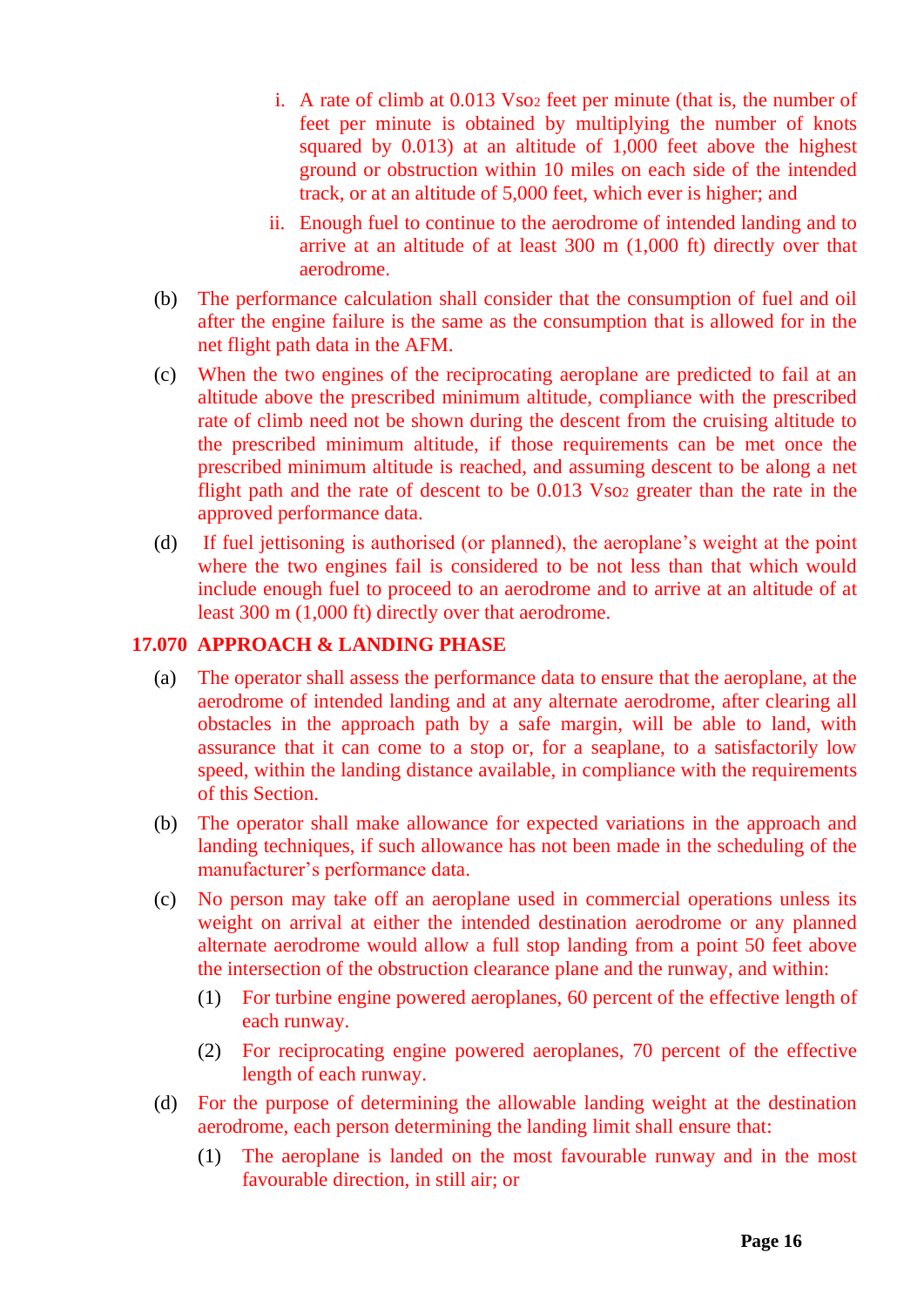i. A rate of climb at 0.013 $V_{SO}^2$ feet per minute (that is, the number of feet per minute is obtained by multiplying the number of knots squared by 0.013) at an altitude of 1,000 feet above the highest ground or obstruction within 10 miles on each side of the intended track, or at an altitude of 5,000 feet, which ever is higher; and

ii. Enough fuel to continue to the aerodrome of intended landing and to arrive at an altitude of at least 300 m (1,000 ft) directly over that aerodrome.

(b) The performance calculation shall consider that the consumption of fuel and oil after the engine failure is the same as the consumption that is allowed for in the net flight path data in the AFM.

(c) When the two engines of the reciprocating aeroplane are predicted to fail at an altitude above the prescribed minimum altitude, compliance with the prescribed rate of climb need not be shown during the descent from the cruising altitude to the prescribed minimum altitude, if those requirements can be met once the prescribed minimum altitude is reached, and assuming descent to be along a net flight path and the rate of descent to be 0.013 $V_{SO}^2$ greater than the rate in the approved performance data.

(d) If fuel jettisoning is authorised (or planned), the aeroplane's weight at the point where the two engines fail is considered to be not less than that which would include enough fuel to proceed to an aerodrome and to arrive at an altitude of at least 300 m (1,000 ft) directly over that aerodrome.

## 17.070 APPROACH & LANDING PHASE

(a) The operator shall assess the performance data to ensure that the aeroplane, at the aerodrome of intended landing and at any alternate aerodrome, after clearing all obstacles in the approach path by a safe margin, will be able to land, with assurance that it can come to a stop or, for a seaplane, to a satisfactorily low speed, within the landing distance available, in compliance with the requirements of this Section.

(b) The operator shall make allowance for expected variations in the approach and landing techniques, if such allowance has not been made in the scheduling of the manufacturer's performance data.

(c) No person may take off an aeroplane used in commercial operations unless its weight on arrival at either the intended destination aerodrome or any planned alternate aerodrome would allow a full stop landing from a point 50 feet above the intersection of the obstruction clearance plane and the runway, and within:

(1) For turbine engine powered aeroplanes, 60 percent of the effective length of each runway.

(2) For reciprocating engine powered aeroplanes, 70 percent of the effective length of each runway.

(d) For the purpose of determining the allowable landing weight at the destination aerodrome, each person determining the landing limit shall ensure that:

(1) The aeroplane is landed on the most favourable runway and in the most favourable direction, in still air; or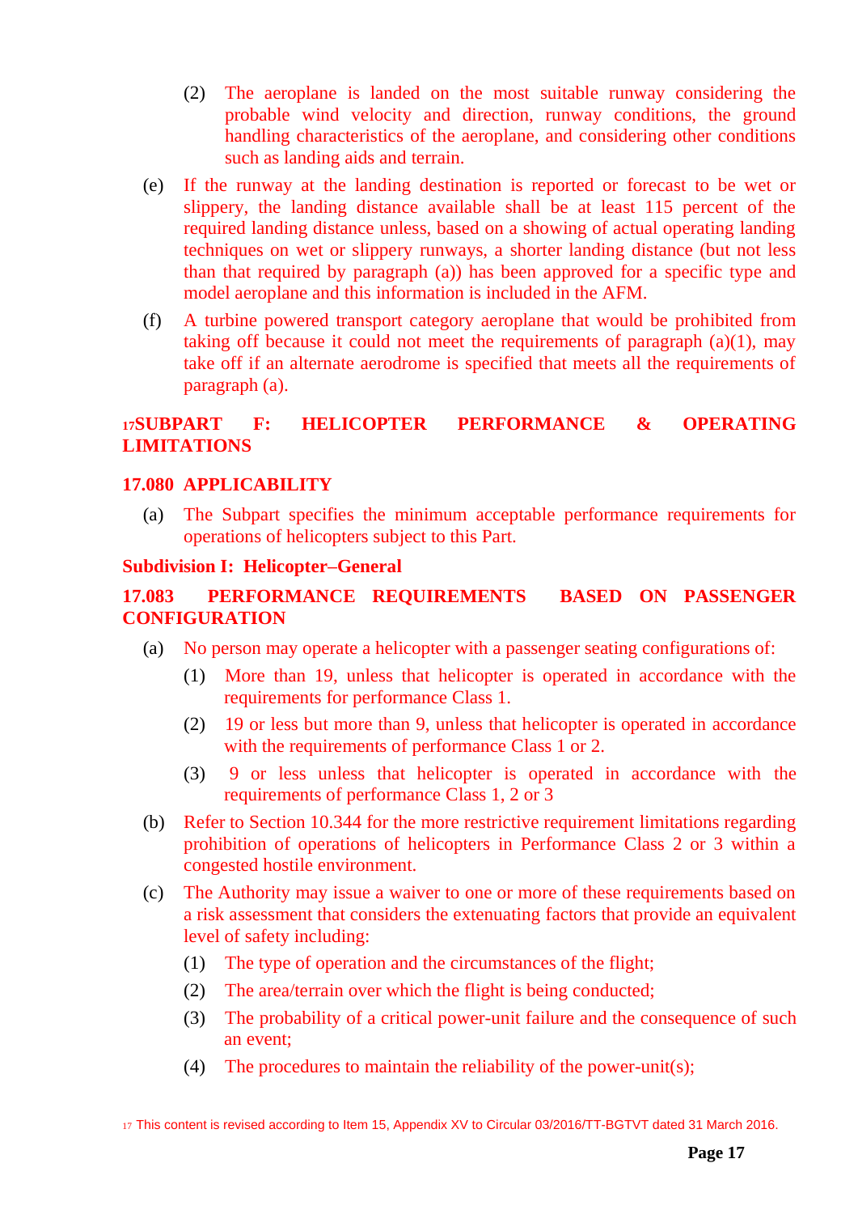(2) The aeroplane is landed on the most suitable runway considering the probable wind velocity and direction, runway conditions, the ground handling characteristics of the aeroplane, and considering other conditions such as landing aids and terrain.

(e) If the runway at the landing destination is reported or forecast to be wet or slippery, the landing distance available shall be at least 115 percent of the required landing distance unless, based on a showing of actual operating landing techniques on wet or slippery runways, a shorter landing distance (but not less than that required by paragraph (a)) has been approved for a specific type and model aeroplane and this information is included in the AFM.

(f) A turbine powered transport category aeroplane that would be prohibited from taking off because it could not meet the requirements of paragraph (a)(1), may take off if an alternate aerodrome is specified that meets all the requirements of paragraph (a).

## [17]SUBPART F: HELICOPTER PERFORMANCE & OPERATING LIMITATIONS

### 17.080 APPLICABILITY

(a) The Subpart specifies the minimum acceptable performance requirements for operations of helicopters subject to this Part.

### Subdivision I: Helicopter–General

### 17.083 PERFORMANCE REQUIREMENTS BASED ON PASSENGER CONFIGURATION

(a) No person may operate a helicopter with a passenger seating configurations of:

(1) More than 19, unless that helicopter is operated in accordance with the requirements for performance Class 1.

(2) 19 or less but more than 9, unless that helicopter is operated in accordance with the requirements of performance Class 1 or 2.

(3) 9 or less unless that helicopter is operated in accordance with the requirements of performance Class 1, 2 or 3

(b) Refer to Section 10.344 for the more restrictive requirement limitations regarding prohibition of operations of helicopters in Performance Class 2 or 3 within a congested hostile environment.

(c) The Authority may issue a waiver to one or more of these requirements based on a risk assessment that considers the extenuating factors that provide an equivalent level of safety including:

(1) The type of operation and the circumstances of the flight;

(2) The area/terrain over which the flight is being conducted;

(3) The probability of a critical power-unit failure and the consequence of such an event;

(4) The procedures to maintain the reliability of the power-unit(s);

[17] This content is revised according to Item 15, Appendix XV to Circular 03/2016/TT-BGTVT dated 31 March 2016.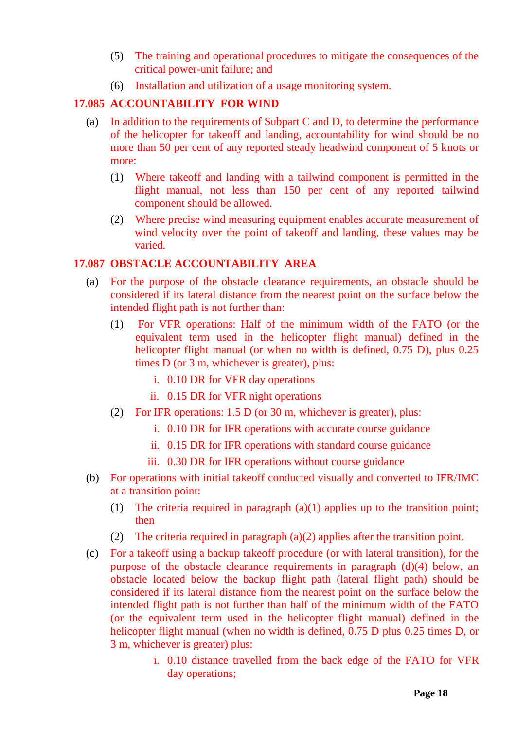(5) The training and operational procedures to mitigate the consequences of the critical power-unit failure; and

(6) Installation and utilization of a usage monitoring system.

### 17.085 ACCOUNTABILITY FOR WIND

(a) In addition to the requirements of Subpart C and D, to determine the performance of the helicopter for takeoff and landing, accountability for wind should be no more than 50 per cent of any reported steady headwind component of 5 knots or more:

(1) Where takeoff and landing with a tailwind component is permitted in the flight manual, not less than 150 per cent of any reported tailwind component should be allowed.

(2) Where precise wind measuring equipment enables accurate measurement of wind velocity over the point of takeoff and landing, these values may be varied.

### 17.087 OBSTACLE ACCOUNTABILITY AREA

(a) For the purpose of the obstacle clearance requirements, an obstacle should be considered if its lateral distance from the nearest point on the surface below the intended flight path is not further than:

(1) For VFR operations: Half of the minimum width of the FATO (or the equivalent term used in the helicopter flight manual) defined in the helicopter flight manual (or when no width is defined, 0.75 D), plus 0.25 times D (or 3 m, whichever is greater), plus:

i. 0.10 DR for VFR day operations

ii. 0.15 DR for VFR night operations

(2) For IFR operations: 1.5 D (or 30 m, whichever is greater), plus:

i. 0.10 DR for IFR operations with accurate course guidance

ii. 0.15 DR for IFR operations with standard course guidance

iii. 0.30 DR for IFR operations without course guidance

(b) For operations with initial takeoff conducted visually and converted to IFR/IMC at a transition point:

(1) The criteria required in paragraph (a)(1) applies up to the transition point; then

(2) The criteria required in paragraph (a)(2) applies after the transition point.

(c) For a takeoff using a backup takeoff procedure (or with lateral transition), for the purpose of the obstacle clearance requirements in paragraph (d)(4) below, an obstacle located below the backup flight path (lateral flight path) should be considered if its lateral distance from the nearest point on the surface below the intended flight path is not further than half of the minimum width of the FATO (or the equivalent term used in the helicopter flight manual) defined in the helicopter flight manual (when no width is defined, 0.75 D plus 0.25 times D, or 3 m, whichever is greater) plus:

i. 0.10 distance travelled from the back edge of the FATO for VFR day operations;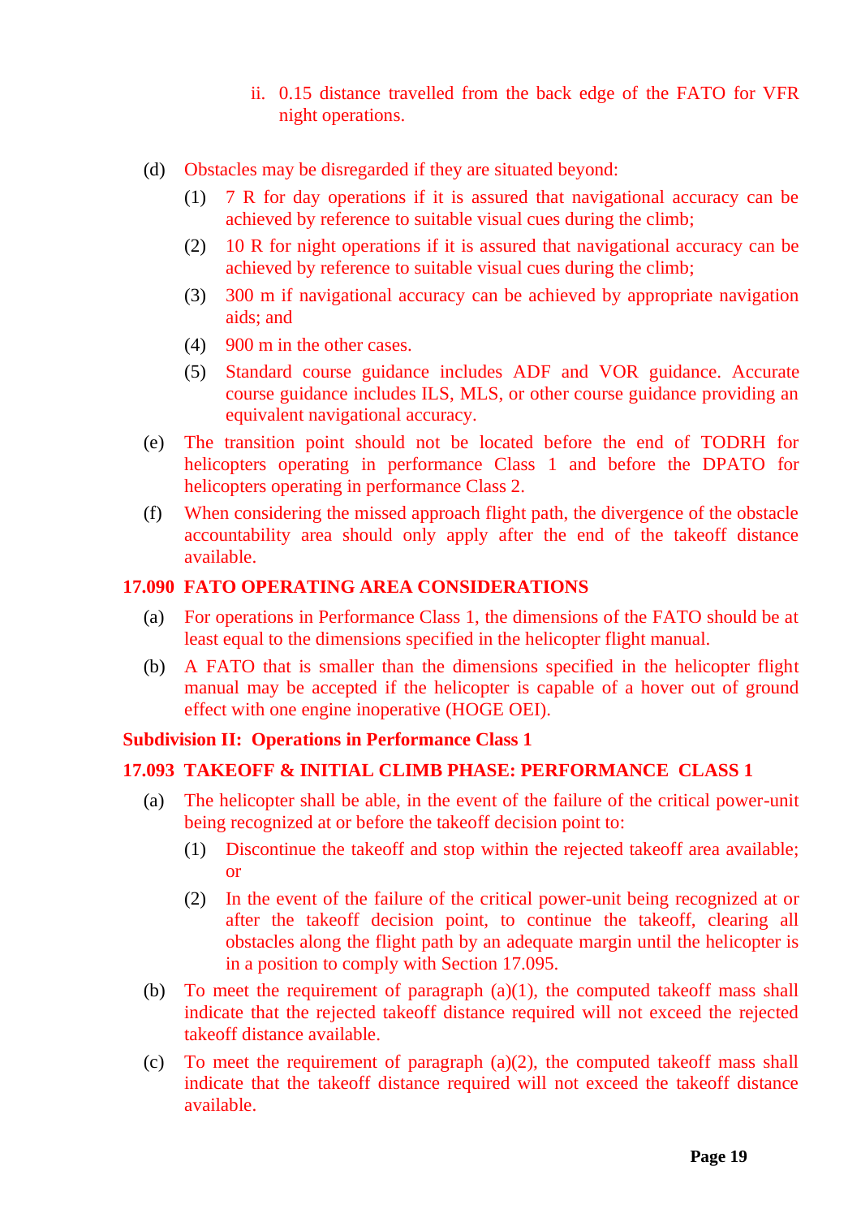ii. 0.15 distance travelled from the back edge of the FATO for VFR night operations.

(d) Obstacles may be disregarded if they are situated beyond:

   (1) 7 R for day operations if it is assured that navigational accuracy can be achieved by reference to suitable visual cues during the climb;

   (2) 10 R for night operations if it is assured that navigational accuracy can be achieved by reference to suitable visual cues during the climb;

   (3) 300 m if navigational accuracy can be achieved by appropriate navigation aids; and

   (4) 900 m in the other cases.

   (5) Standard course guidance includes ADF and VOR guidance. Accurate course guidance includes ILS, MLS, or other course guidance providing an equivalent navigational accuracy.

(e) The transition point should not be located before the end of TODRH for helicopters operating in performance Class 1 and before the DPATO for helicopters operating in performance Class 2.

(f) When considering the missed approach flight path, the divergence of the obstacle accountability area should only apply after the end of the takeoff distance available.

### 17.090 FATO OPERATING AREA CONSIDERATIONS

(a) For operations in Performance Class 1, the dimensions of the FATO should be at least equal to the dimensions specified in the helicopter flight manual.

(b) A FATO that is smaller than the dimensions specified in the helicopter flight manual may be accepted if the helicopter is capable of a hover out of ground effect with one engine inoperative (HOGE OEI).

## Subdivision II: Operations in Performance Class 1

### 17.093 TAKEOFF & INITIAL CLIMB PHASE: PERFORMANCE CLASS 1

(a) The helicopter shall be able, in the event of the failure of the critical power-unit being recognized at or before the takeoff decision point to:

   (1) Discontinue the takeoff and stop within the rejected takeoff area available; or

   (2) In the event of the failure of the critical power-unit being recognized at or after the takeoff decision point, to continue the takeoff, clearing all obstacles along the flight path by an adequate margin until the helicopter is in a position to comply with Section 17.095.

(b) To meet the requirement of paragraph (a)(1), the computed takeoff mass shall indicate that the rejected takeoff distance required will not exceed the rejected takeoff distance available.

(c) To meet the requirement of paragraph (a)(2), the computed takeoff mass shall indicate that the takeoff distance required will not exceed the takeoff distance available.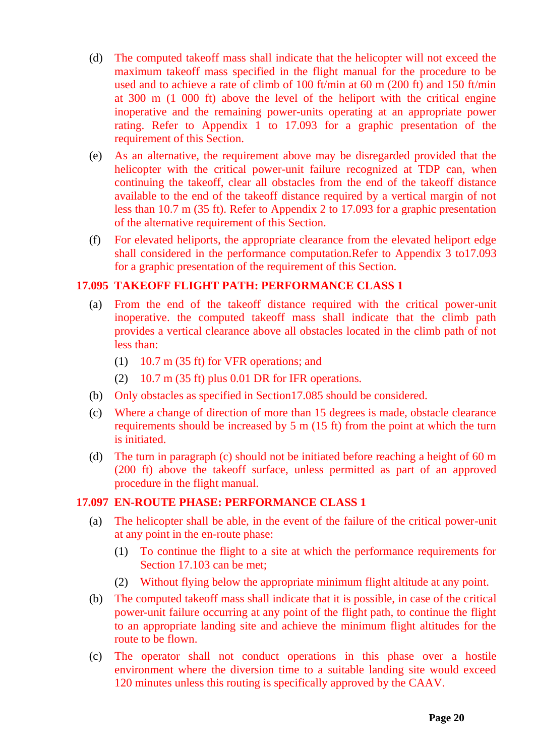(d) The computed takeoff mass shall indicate that the helicopter will not exceed the maximum takeoff mass specified in the flight manual for the procedure to be used and to achieve a rate of climb of 100 ft/min at 60 m (200 ft) and 150 ft/min at 300 m (1 000 ft) above the level of the heliport with the critical engine inoperative and the remaining power-units operating at an appropriate power rating. Refer to Appendix 1 to 17.093 for a graphic presentation of the requirement of this Section.

(e) As an alternative, the requirement above may be disregarded provided that the helicopter with the critical power-unit failure recognized at TDP can, when continuing the takeoff, clear all obstacles from the end of the takeoff distance available to the end of the takeoff distance required by a vertical margin of not less than 10.7 m (35 ft). Refer to Appendix 2 to 17.093 for a graphic presentation of the alternative requirement of this Section.

(f) For elevated heliports, the appropriate clearance from the elevated heliport edge shall considered in the performance computation.Refer to Appendix 3 to17.093 for a graphic presentation of the requirement of this Section.

## 17.095 TAKEOFF FLIGHT PATH: PERFORMANCE CLASS 1

(a) From the end of the takeoff distance required with the critical power-unit inoperative. the computed takeoff mass shall indicate that the climb path provides a vertical clearance above all obstacles located in the climb path of not less than:

   (1) 10.7 m (35 ft) for VFR operations; and

   (2) 10.7 m (35 ft) plus 0.01 DR for IFR operations.

(b) Only obstacles as specified in Section17.085 should be considered.

(c) Where a change of direction of more than 15 degrees is made, obstacle clearance requirements should be increased by 5 m (15 ft) from the point at which the turn is initiated.

(d) The turn in paragraph (c) should not be initiated before reaching a height of 60 m (200 ft) above the takeoff surface, unless permitted as part of an approved procedure in the flight manual.

## 17.097 EN-ROUTE PHASE: PERFORMANCE CLASS 1

(a) The helicopter shall be able, in the event of the failure of the critical power-unit at any point in the en-route phase:

   (1) To continue the flight to a site at which the performance requirements for Section 17.103 can be met;

   (2) Without flying below the appropriate minimum flight altitude at any point.

(b) The computed takeoff mass shall indicate that it is possible, in case of the critical power-unit failure occurring at any point of the flight path, to continue the flight to an appropriate landing site and achieve the minimum flight altitudes for the route to be flown.

(c) The operator shall not conduct operations in this phase over a hostile environment where the diversion time to a suitable landing site would exceed 120 minutes unless this routing is specifically approved by the CAAV.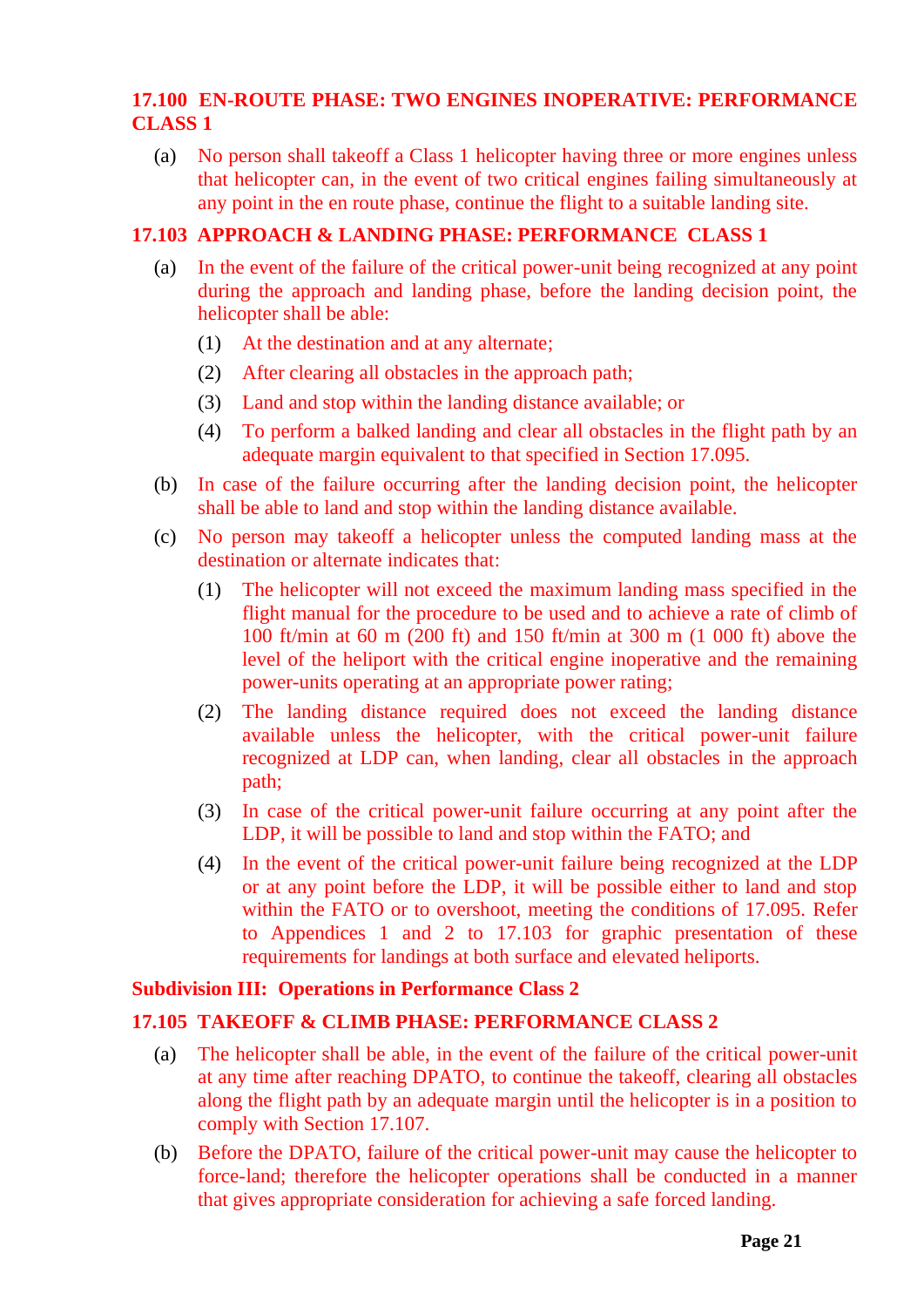### 17.100 EN-ROUTE PHASE: TWO ENGINES INOPERATIVE: PERFORMANCE CLASS 1

(a) No person shall takeoff a Class 1 helicopter having three or more engines unless that helicopter can, in the event of two critical engines failing simultaneously at any point in the en route phase, continue the flight to a suitable landing site.

### 17.103 APPROACH & LANDING PHASE: PERFORMANCE CLASS 1

(a) In the event of the failure of the critical power-unit being recognized at any point during the approach and landing phase, before the landing decision point, the helicopter shall be able:

(1) At the destination and at any alternate;

(2) After clearing all obstacles in the approach path;

(3) Land and stop within the landing distance available; or

(4) To perform a balked landing and clear all obstacles in the flight path by an adequate margin equivalent to that specified in Section 17.095.

(b) In case of the failure occurring after the landing decision point, the helicopter shall be able to land and stop within the landing distance available.

(c) No person may takeoff a helicopter unless the computed landing mass at the destination or alternate indicates that:

(1) The helicopter will not exceed the maximum landing mass specified in the flight manual for the procedure to be used and to achieve a rate of climb of 100 ft/min at 60 m (200 ft) and 150 ft/min at 300 m (1 000 ft) above the level of the heliport with the critical engine inoperative and the remaining power-units operating at an appropriate power rating;

(2) The landing distance required does not exceed the landing distance available unless the helicopter, with the critical power-unit failure recognized at LDP can, when landing, clear all obstacles in the approach path;

(3) In case of the critical power-unit failure occurring at any point after the LDP, it will be possible to land and stop within the FATO; and

(4) In the event of the critical power-unit failure being recognized at the LDP or at any point before the LDP, it will be possible either to land and stop within the FATO or to overshoot, meeting the conditions of 17.095. Refer to Appendices 1 and 2 to 17.103 for graphic presentation of these requirements for landings at both surface and elevated heliports.

## Subdivision III: Operations in Performance Class 2

### 17.105 TAKEOFF & CLIMB PHASE: PERFORMANCE CLASS 2

(a) The helicopter shall be able, in the event of the failure of the critical power-unit at any time after reaching DPATO, to continue the takeoff, clearing all obstacles along the flight path by an adequate margin until the helicopter is in a position to comply with Section 17.107.

(b) Before the DPATO, failure of the critical power-unit may cause the helicopter to force-land; therefore the helicopter operations shall be conducted in a manner that gives appropriate consideration for achieving a safe forced landing.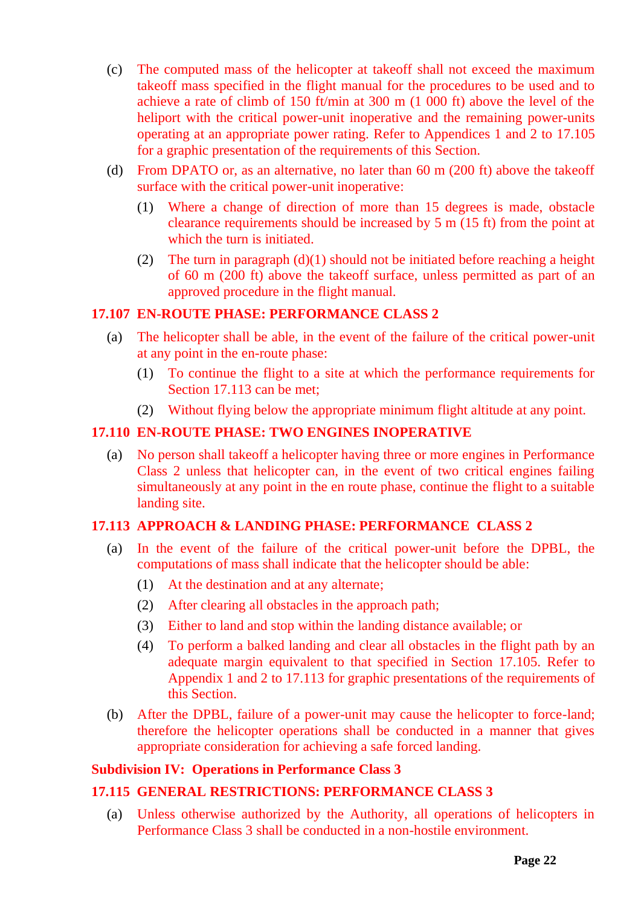(c) The computed mass of the helicopter at takeoff shall not exceed the maximum takeoff mass specified in the flight manual for the procedures to be used and to achieve a rate of climb of 150 ft/min at 300 m (1 000 ft) above the level of the heliport with the critical power-unit inoperative and the remaining power-units operating at an appropriate power rating. Refer to Appendices 1 and 2 to 17.105 for a graphic presentation of the requirements of this Section.

(d) From DPATO or, as an alternative, no later than 60 m (200 ft) above the takeoff surface with the critical power-unit inoperative:

   (1) Where a change of direction of more than 15 degrees is made, obstacle clearance requirements should be increased by 5 m (15 ft) from the point at which the turn is initiated.

   (2) The turn in paragraph (d)(1) should not be initiated before reaching a height of 60 m (200 ft) above the takeoff surface, unless permitted as part of an approved procedure in the flight manual.

### 17.107 EN-ROUTE PHASE: PERFORMANCE CLASS 2

(a) The helicopter shall be able, in the event of the failure of the critical power-unit at any point in the en-route phase:

   (1) To continue the flight to a site at which the performance requirements for Section 17.113 can be met;

   (2) Without flying below the appropriate minimum flight altitude at any point.

### 17.110 EN-ROUTE PHASE: TWO ENGINES INOPERATIVE

(a) No person shall takeoff a helicopter having three or more engines in Performance Class 2 unless that helicopter can, in the event of two critical engines failing simultaneously at any point in the en route phase, continue the flight to a suitable landing site.

### 17.113 APPROACH & LANDING PHASE: PERFORMANCE CLASS 2

(a) In the event of the failure of the critical power-unit before the DPBL, the computations of mass shall indicate that the helicopter should be able:

   (1) At the destination and at any alternate;

   (2) After clearing all obstacles in the approach path;

   (3) Either to land and stop within the landing distance available; or

   (4) To perform a balked landing and clear all obstacles in the flight path by an adequate margin equivalent to that specified in Section 17.105. Refer to Appendix 1 and 2 to 17.113 for graphic presentations of the requirements of this Section.

(b) After the DPBL, failure of a power-unit may cause the helicopter to force-land; therefore the helicopter operations shall be conducted in a manner that gives appropriate consideration for achieving a safe forced landing.

## Subdivision IV: Operations in Performance Class 3

### 17.115 GENERAL RESTRICTIONS: PERFORMANCE CLASS 3

(a) Unless otherwise authorized by the Authority, all operations of helicopters in Performance Class 3 shall be conducted in a non-hostile environment.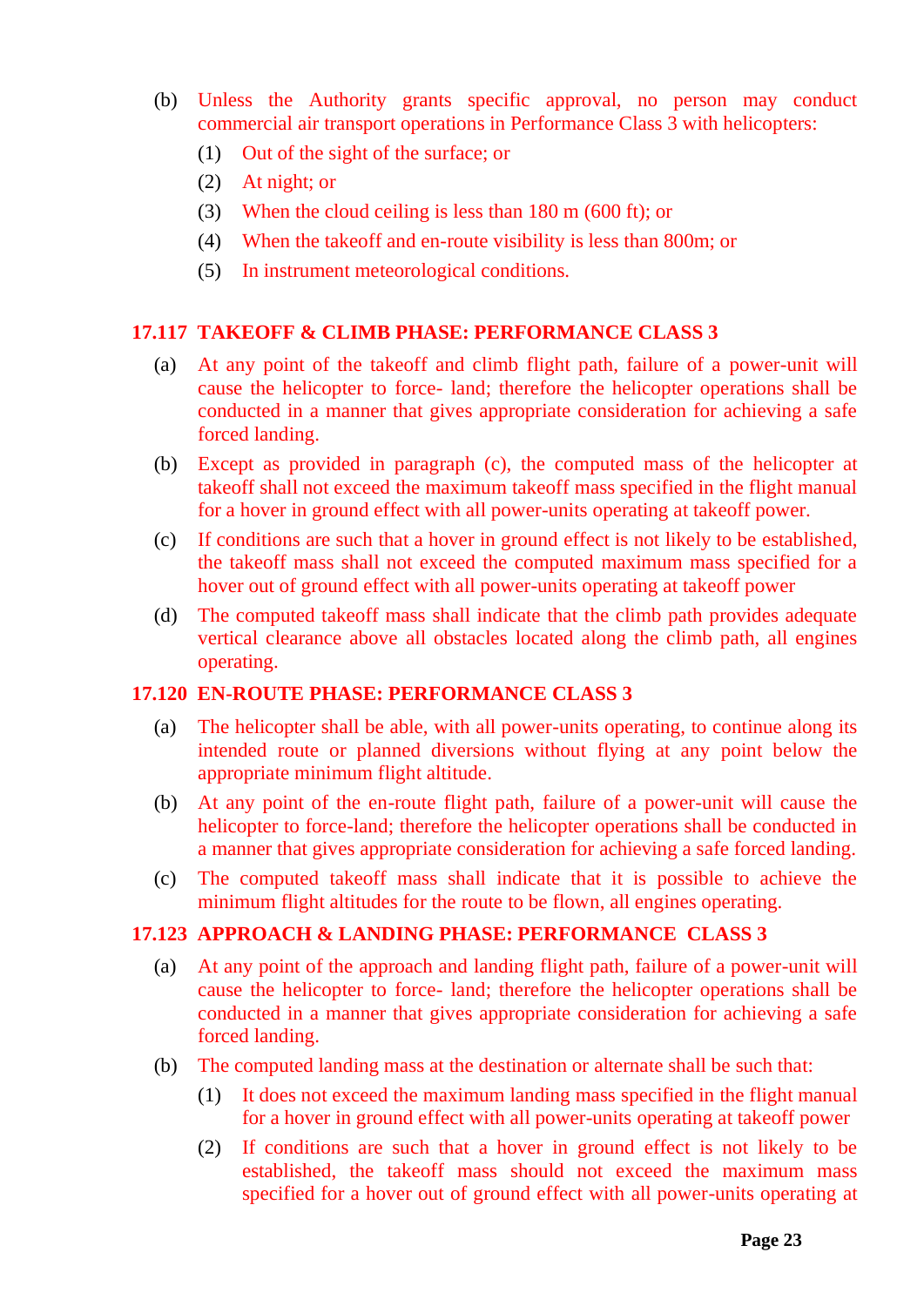(b) Unless the Authority grants specific approval, no person may conduct commercial air transport operations in Performance Class 3 with helicopters:

(1) Out of the sight of the surface; or

(2) At night; or

(3) When the cloud ceiling is less than 180 m (600 ft); or

(4) When the takeoff and en-route visibility is less than 800m; or

(5) In instrument meteorological conditions.

### 17.117 TAKEOFF & CLIMB PHASE: PERFORMANCE CLASS 3

(a) At any point of the takeoff and climb flight path, failure of a power-unit will cause the helicopter to force- land; therefore the helicopter operations shall be conducted in a manner that gives appropriate consideration for achieving a safe forced landing.

(b) Except as provided in paragraph (c), the computed mass of the helicopter at takeoff shall not exceed the maximum takeoff mass specified in the flight manual for a hover in ground effect with all power-units operating at takeoff power.

(c) If conditions are such that a hover in ground effect is not likely to be established, the takeoff mass shall not exceed the computed maximum mass specified for a hover out of ground effect with all power-units operating at takeoff power

(d) The computed takeoff mass shall indicate that the climb path provides adequate vertical clearance above all obstacles located along the climb path, all engines operating.

### 17.120 EN-ROUTE PHASE: PERFORMANCE CLASS 3

(a) The helicopter shall be able, with all power-units operating, to continue along its intended route or planned diversions without flying at any point below the appropriate minimum flight altitude.

(b) At any point of the en-route flight path, failure of a power-unit will cause the helicopter to force-land; therefore the helicopter operations shall be conducted in a manner that gives appropriate consideration for achieving a safe forced landing.

(c) The computed takeoff mass shall indicate that it is possible to achieve the minimum flight altitudes for the route to be flown, all engines operating.

### 17.123 APPROACH & LANDING PHASE: PERFORMANCE CLASS 3

(a) At any point of the approach and landing flight path, failure of a power-unit will cause the helicopter to force- land; therefore the helicopter operations shall be conducted in a manner that gives appropriate consideration for achieving a safe forced landing.

(b) The computed landing mass at the destination or alternate shall be such that:

(1) It does not exceed the maximum landing mass specified in the flight manual for a hover in ground effect with all power-units operating at takeoff power

(2) If conditions are such that a hover in ground effect is not likely to be established, the takeoff mass should not exceed the maximum mass specified for a hover out of ground effect with all power-units operating at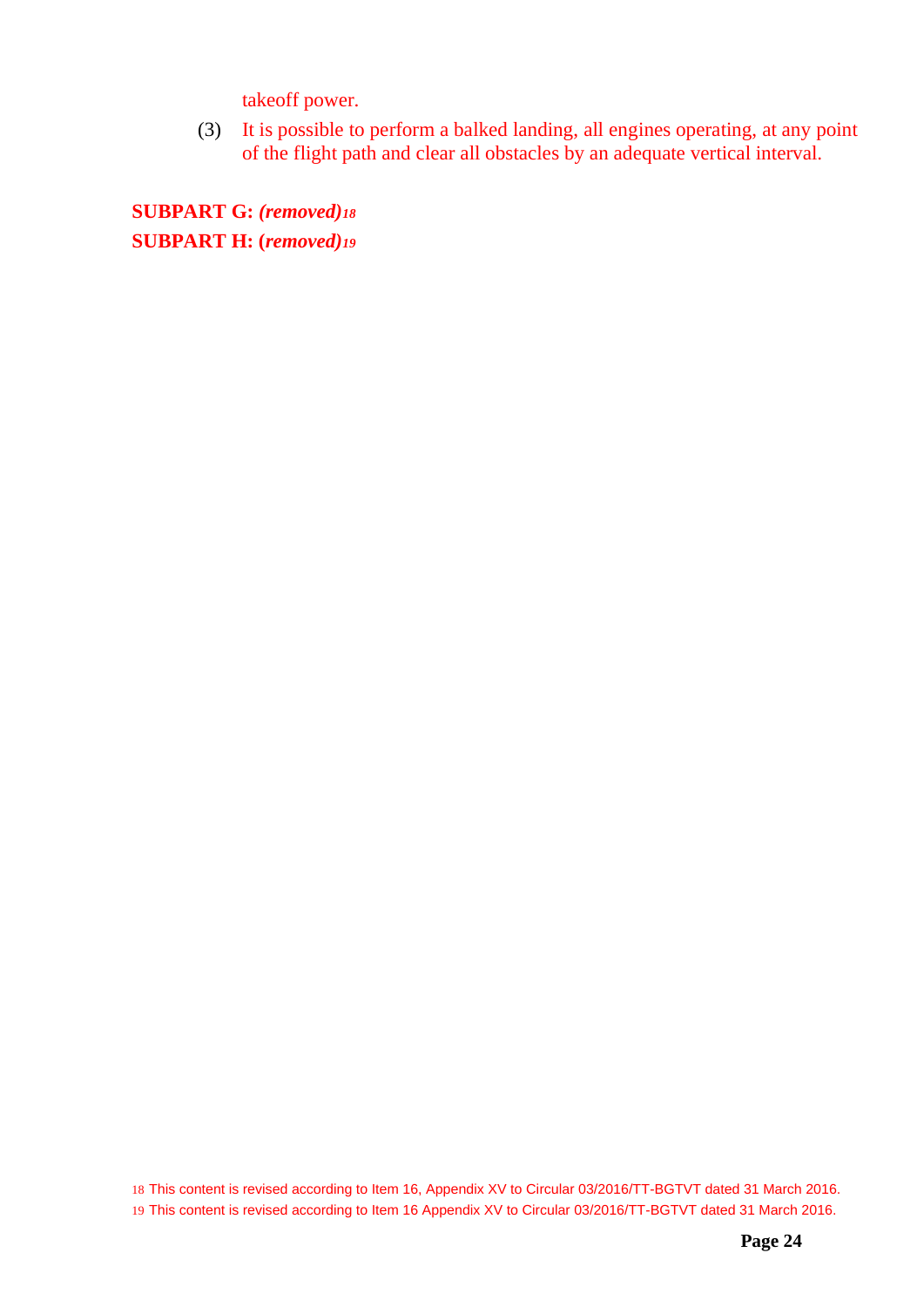takeoff power.

(3) It is possible to perform a balked landing, all engines operating, at any point of the flight path and clear all obstacles by an adequate vertical interval.

**SUBPART G: *(removed)*[18]**

**SUBPART H: (*removed)*[19]**

[18] This content is revised according to Item 16, Appendix XV to Circular 03/2016/TT-BGTVT dated 31 March 2016.

[19] This content is revised according to Item 16 Appendix XV to Circular 03/2016/TT-BGTVT dated 31 March 2016.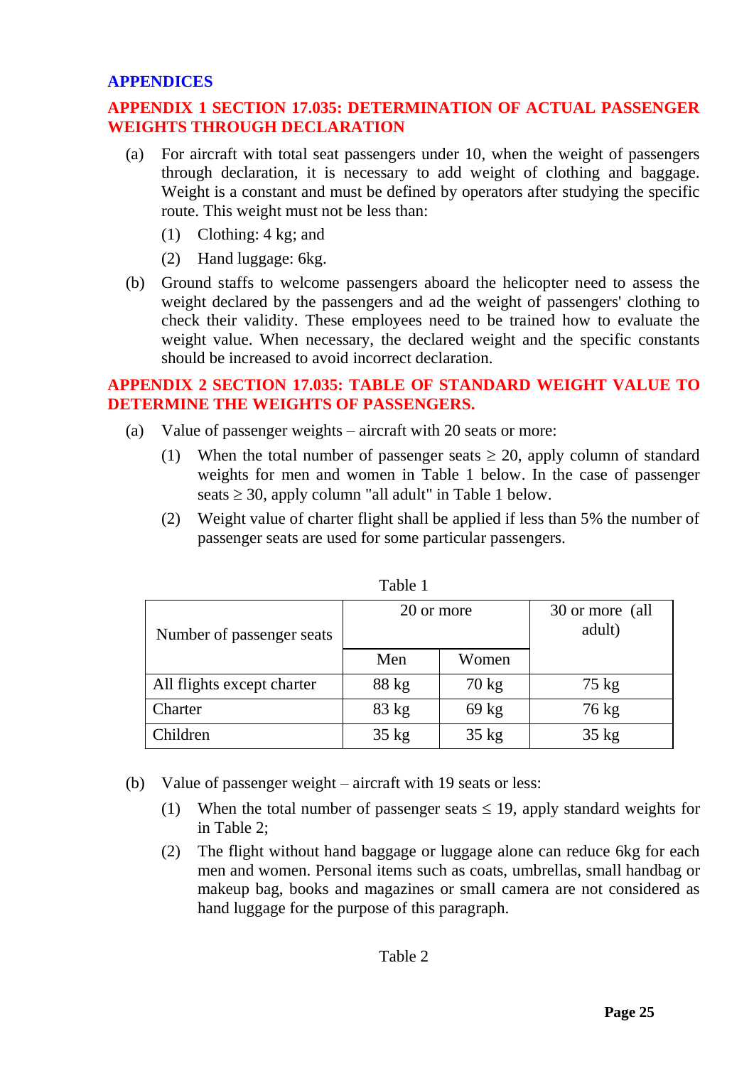# APPENDICES

## APPENDIX 1 SECTION 17.035: DETERMINATION OF ACTUAL PASSENGER WEIGHTS THROUGH DECLARATION

(a) For aircraft with total seat passengers under 10, when the weight of passengers through declaration, it is necessary to add weight of clothing and baggage. Weight is a constant and must be defined by operators after studying the specific route. This weight must not be less than:

(1) Clothing: 4 kg; and

(2) Hand luggage: 6kg.

(b) Ground staffs to welcome passengers aboard the helicopter need to assess the weight declared by the passengers and ad the weight of passengers' clothing to check their validity. These employees need to be trained how to evaluate the weight value. When necessary, the declared weight and the specific constants should be increased to avoid incorrect declaration.

## APPENDIX 2 SECTION 17.035: TABLE OF STANDARD WEIGHT VALUE TO DETERMINE THE WEIGHTS OF PASSENGERS.

(a) Value of passenger weights – aircraft with 20 seats or more:

(1) When the total number of passenger seats ≥ 20, apply column of standard weights for men and women in Table 1 below. In the case of passenger seats ≥ 30, apply column "all adult" in Table 1 below.

(2) Weight value of charter flight shall be applied if less than 5% the number of passenger seats are used for some particular passengers.

Table 1

| Number of passenger seats | 20 or more | | 30 or more (all adult) |
|---|---|---|---|
| | Men | Women | |
| All flights except charter | 88 kg | 70 kg | 75 kg |
| Charter | 83 kg | 69 kg | 76 kg |
| Children | 35 kg | 35 kg | 35 kg |

(b) Value of passenger weight – aircraft with 19 seats or less:

(1) When the total number of passenger seats ≤ 19, apply standard weights for in Table 2;

(2) The flight without hand baggage or luggage alone can reduce 6kg for each men and women. Personal items such as coats, umbrellas, small handbag or makeup bag, books and magazines or small camera are not considered as hand luggage for the purpose of this paragraph.

Table 2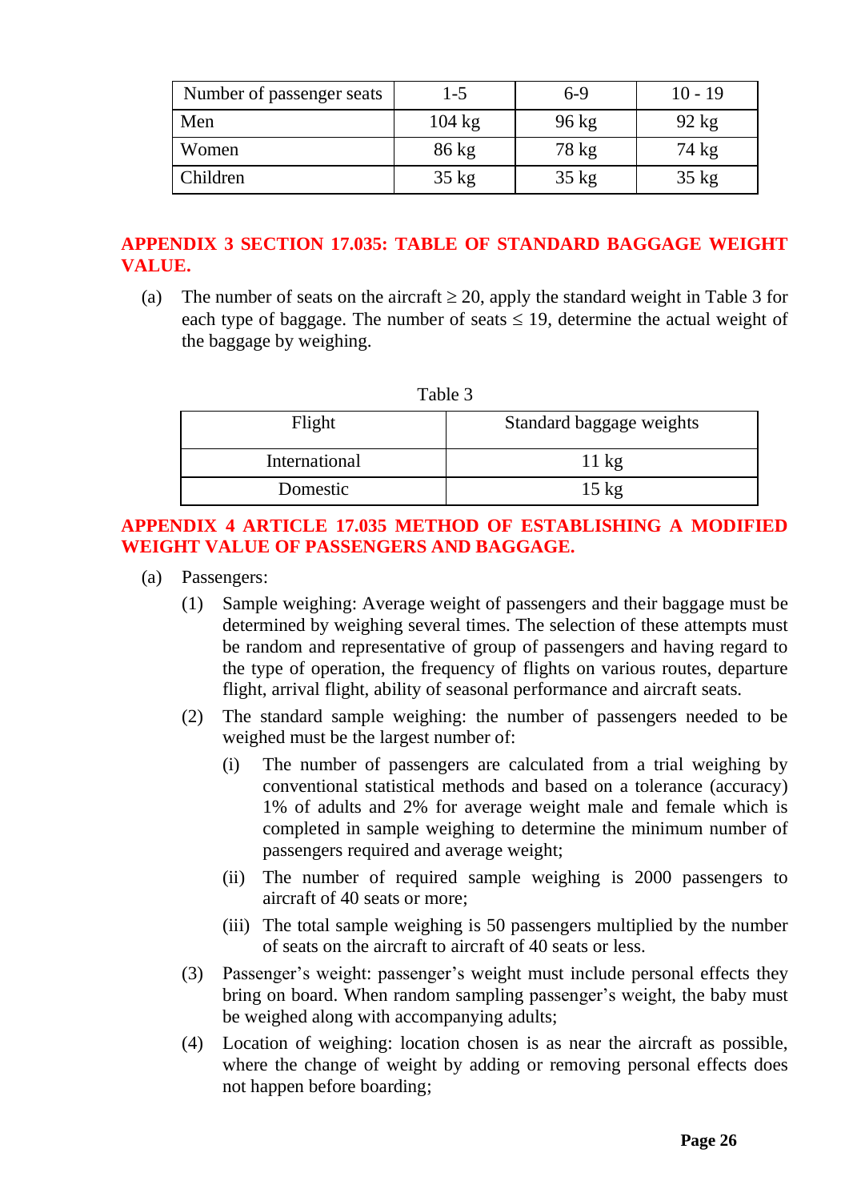| Number of passenger seats | 1-5 | 6-9 | 10 - 19 |
|---|---|---|---|
| Men | 104 kg | 96 kg | 92 kg |
| Women | 86 kg | 78 kg | 74 kg |
| Children | 35 kg | 35 kg | 35 kg |

## APPENDIX 3 SECTION 17.035: TABLE OF STANDARD BAGGAGE WEIGHT VALUE.

(a) The number of seats on the aircraft ≥ 20, apply the standard weight in Table 3 for each type of baggage. The number of seats ≤ 19, determine the actual weight of the baggage by weighing.

Table 3

| Flight | Standard baggage weights |
|---|---|
| International | 11 kg |
| Domestic | 15 kg |

## APPENDIX 4 ARTICLE 17.035 METHOD OF ESTABLISHING A MODIFIED WEIGHT VALUE OF PASSENGERS AND BAGGAGE.

(a) Passengers:

(1) Sample weighing: Average weight of passengers and their baggage must be determined by weighing several times. The selection of these attempts must be random and representative of group of passengers and having regard to the type of operation, the frequency of flights on various routes, departure flight, arrival flight, ability of seasonal performance and aircraft seats.

(2) The standard sample weighing: the number of passengers needed to be weighed must be the largest number of:

(i) The number of passengers are calculated from a trial weighing by conventional statistical methods and based on a tolerance (accuracy) 1% of adults and 2% for average weight male and female which is completed in sample weighing to determine the minimum number of passengers required and average weight;

(ii) The number of required sample weighing is 2000 passengers to aircraft of 40 seats or more;

(iii) The total sample weighing is 50 passengers multiplied by the number of seats on the aircraft to aircraft of 40 seats or less.

(3) Passenger's weight: passenger's weight must include personal effects they bring on board. When random sampling passenger's weight, the baby must be weighed along with accompanying adults;

(4) Location of weighing: location chosen is as near the aircraft as possible, where the change of weight by adding or removing personal effects does not happen before boarding;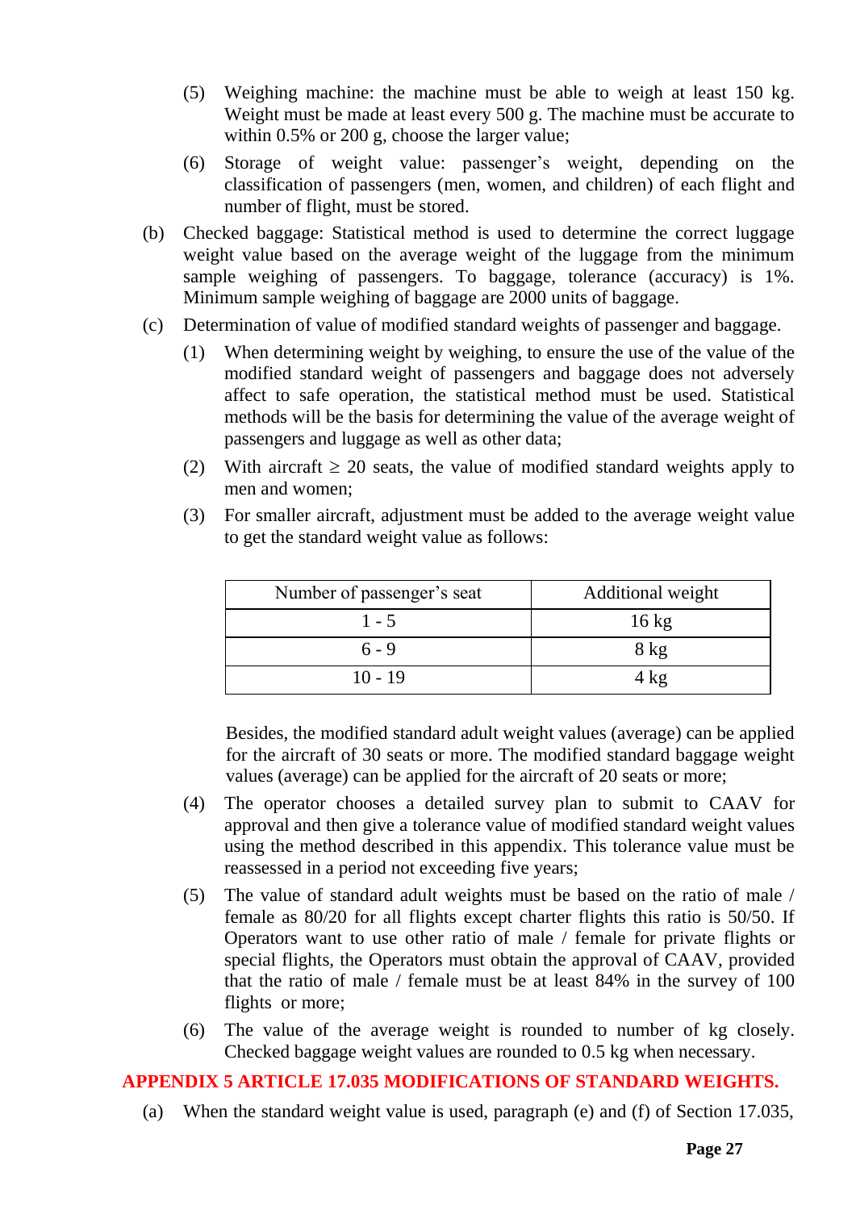(5) Weighing machine: the machine must be able to weigh at least 150 kg. Weight must be made at least every 500 g. The machine must be accurate to within 0.5% or 200 g, choose the larger value;

(6) Storage of weight value: passenger's weight, depending on the classification of passengers (men, women, and children) of each flight and number of flight, must be stored.

(b) Checked baggage: Statistical method is used to determine the correct luggage weight value based on the average weight of the luggage from the minimum sample weighing of passengers. To baggage, tolerance (accuracy) is 1%. Minimum sample weighing of baggage are 2000 units of baggage.

(c) Determination of value of modified standard weights of passenger and baggage.

(1) When determining weight by weighing, to ensure the use of the value of the modified standard weight of passengers and baggage does not adversely affect to safe operation, the statistical method must be used. Statistical methods will be the basis for determining the value of the average weight of passengers and luggage as well as other data;

(2) With aircraft $\geq$ 20 seats, the value of modified standard weights apply to men and women;

(3) For smaller aircraft, adjustment must be added to the average weight value to get the standard weight value as follows:

| Number of passenger's seat | Additional weight |
|---|---|
| 1 - 5 | 16 kg |
| 6 - 9 | 8 kg |
| 10 - 19 | 4 kg |

Besides, the modified standard adult weight values (average) can be applied for the aircraft of 30 seats or more. The modified standard baggage weight values (average) can be applied for the aircraft of 20 seats or more;

(4) The operator chooses a detailed survey plan to submit to CAAV for approval and then give a tolerance value of modified standard weight values using the method described in this appendix. This tolerance value must be reassessed in a period not exceeding five years;

(5) The value of standard adult weights must be based on the ratio of male / female as 80/20 for all flights except charter flights this ratio is 50/50. If Operators want to use other ratio of male / female for private flights or special flights, the Operators must obtain the approval of CAAV, provided that the ratio of male / female must be at least 84% in the survey of 100 flights or more;

(6) The value of the average weight is rounded to number of kg closely. Checked baggage weight values are rounded to 0.5 kg when necessary.

## APPENDIX 5 ARTICLE 17.035 MODIFICATIONS OF STANDARD WEIGHTS.

(a) When the standard weight value is used, paragraph (e) and (f) of Section 17.035,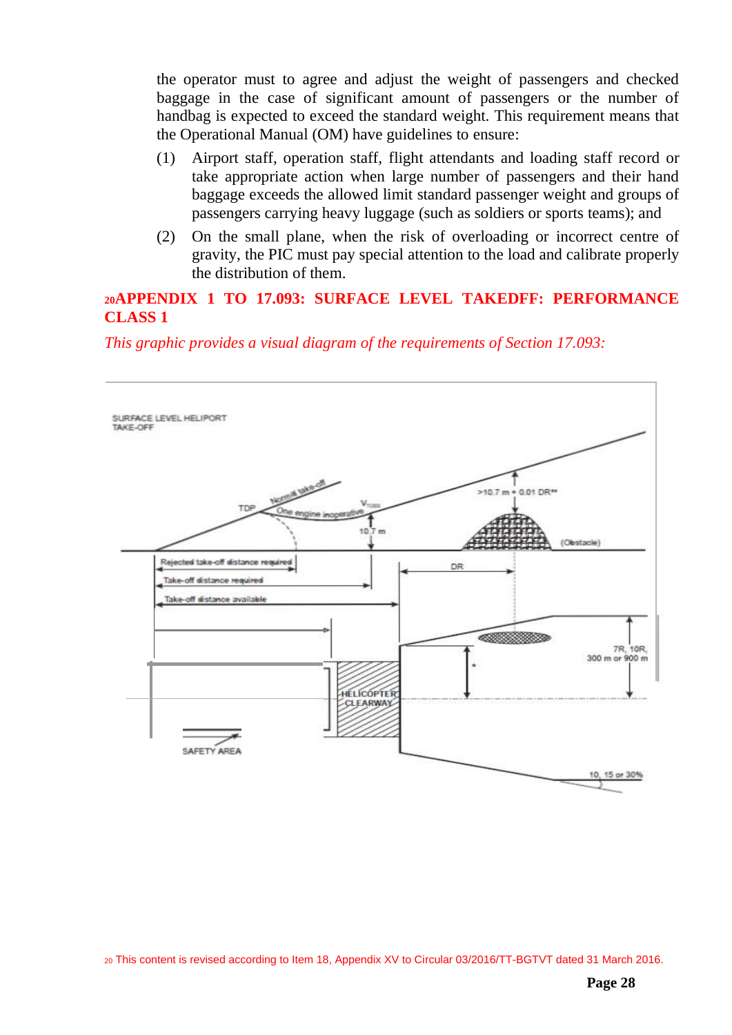the operator must to agree and adjust the weight of passengers and checked baggage in the case of significant amount of passengers or the number of handbag is expected to exceed the standard weight. This requirement means that the Operational Manual (OM) have guidelines to ensure:

(1) Airport staff, operation staff, flight attendants and loading staff record or take appropriate action when large number of passengers and their hand baggage exceeds the allowed limit standard passenger weight and groups of passengers carrying heavy luggage (such as soldiers or sports teams); and

(2) On the small plane, when the risk of overloading or incorrect centre of gravity, the PIC must pay special attention to the load and calibrate properly the distribution of them.

## [20]APPENDIX 1 TO 17.093: SURFACE LEVEL TAKEDFF: PERFORMANCE CLASS 1

*This graphic provides a visual diagram of the requirements of Section 17.093:*

[20] This content is revised according to Item 18, Appendix XV to Circular 03/2016/TT-BGTVT dated 31 March 2016.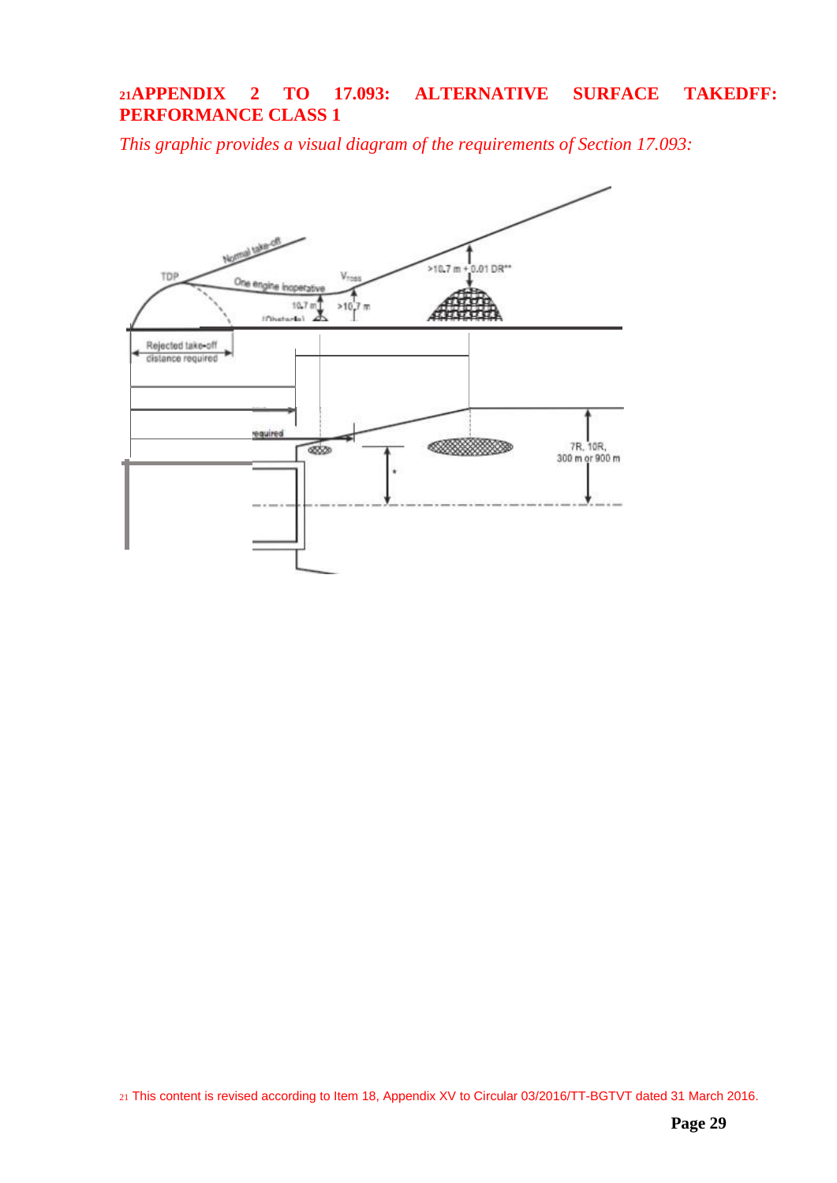## [21]APPENDIX 2 TO 17.093: ALTERNATIVE SURFACE TAKEDFF: PERFORMANCE CLASS 1

*This graphic provides a visual diagram of the requirements of Section 17.093:*

[21] This content is revised according to Item 18, Appendix XV to Circular 03/2016/TT-BGTVT dated 31 March 2016.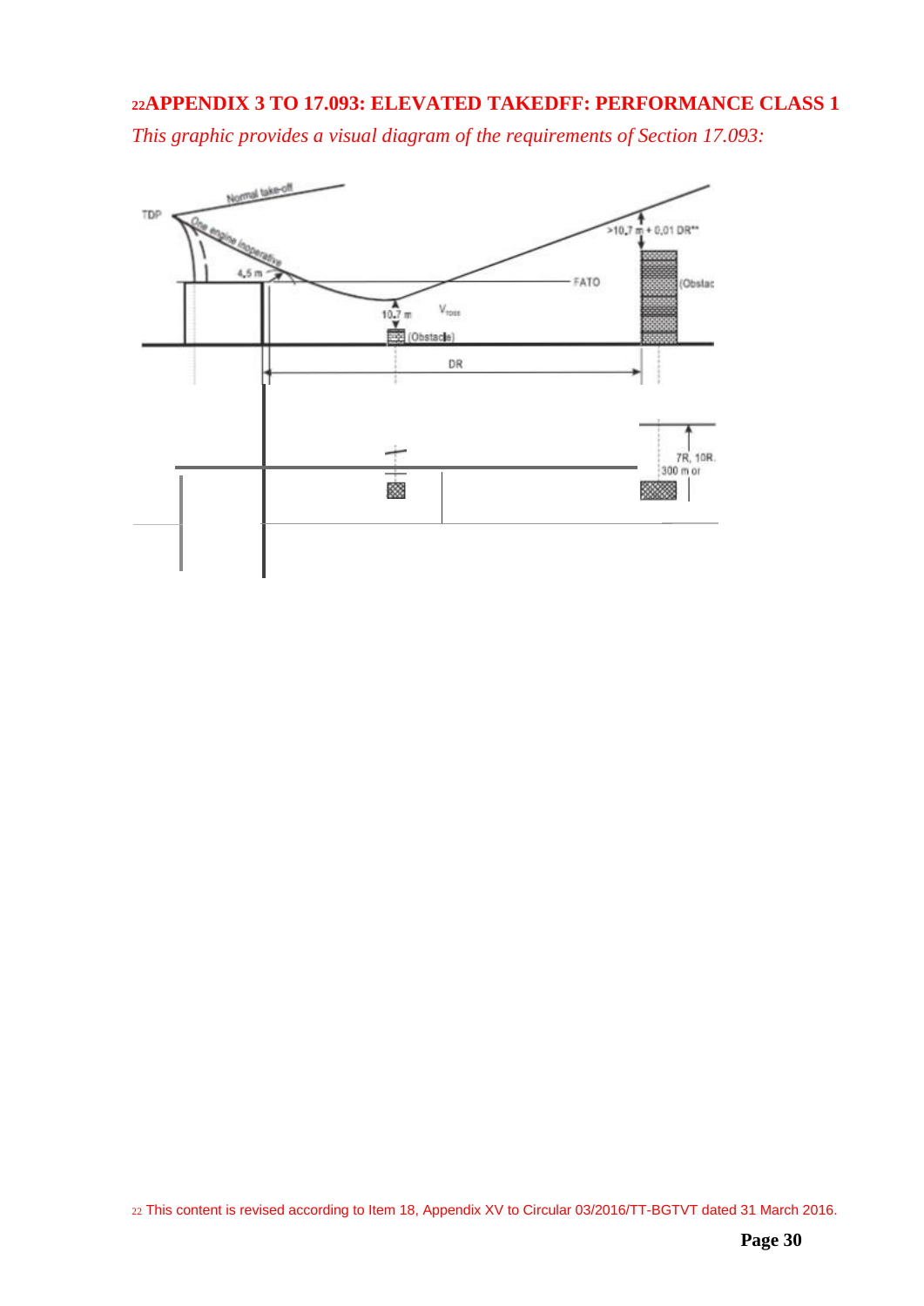## [22]APPENDIX 3 TO 17.093: ELEVATED TAKEDFF: PERFORMANCE CLASS 1

*This graphic provides a visual diagram of the requirements of Section 17.093:*

[22] This content is revised according to Item 18, Appendix XV to Circular 03/2016/TT-BGTVT dated 31 March 2016.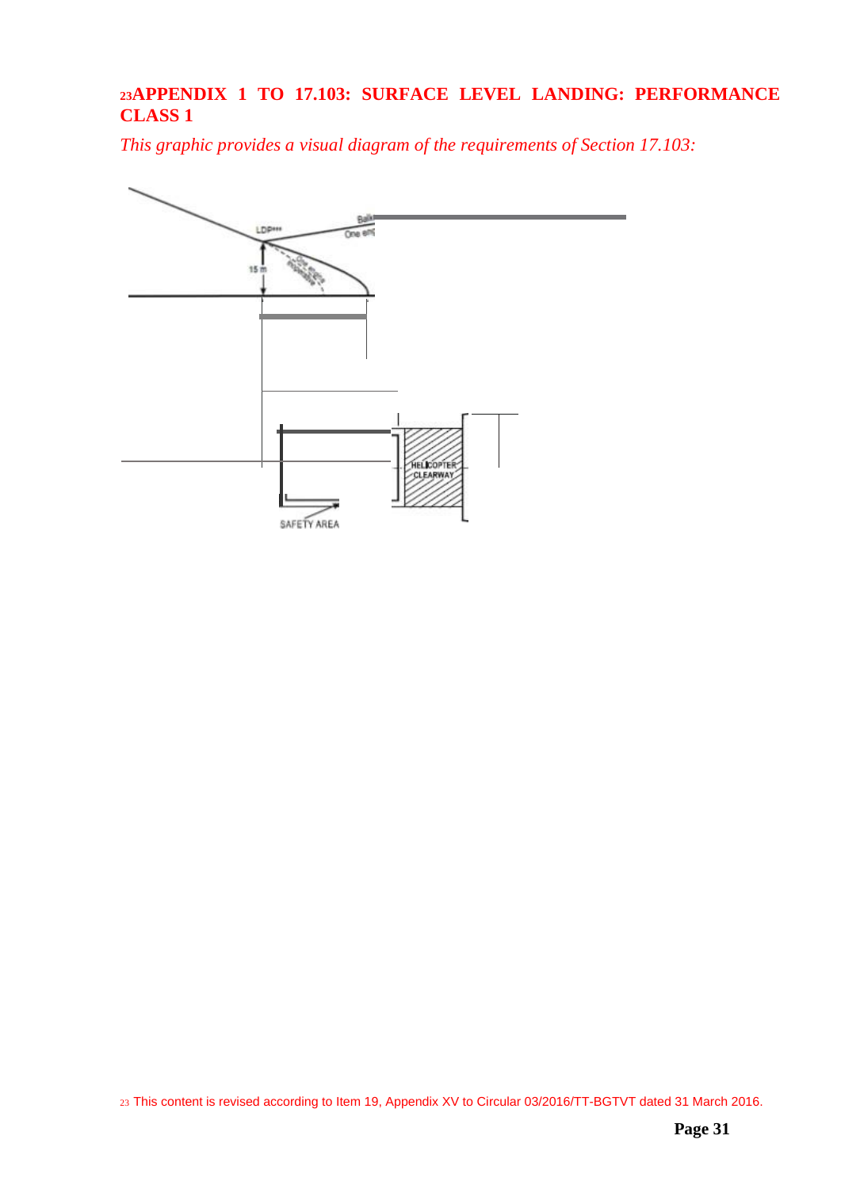# [23]APPENDIX 1 TO 17.103: SURFACE LEVEL LANDING: PERFORMANCE CLASS 1

*This graphic provides a visual diagram of the requirements of Section 17.103:*

LDP***

Balk

One eng

15 m

One engine inoperative

HELICOPTER CLEARWAY

SAFETY AREA

[23] This content is revised according to Item 19, Appendix XV to Circular 03/2016/TT-BGTVT dated 31 March 2016.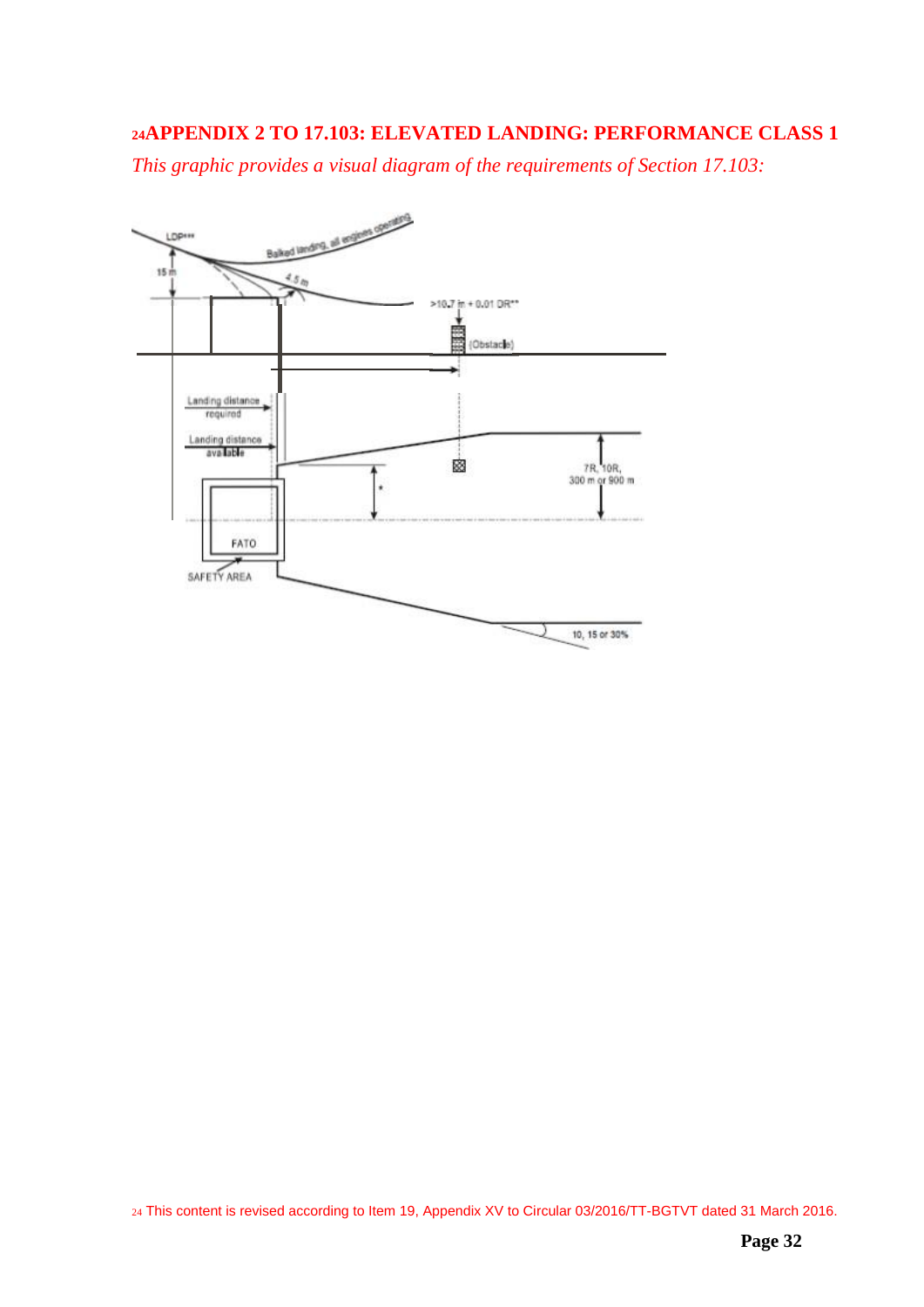## [24]APPENDIX 2 TO 17.103: ELEVATED LANDING: PERFORMANCE CLASS 1

*This graphic provides a visual diagram of the requirements of Section 17.103:*

LDP***

Balked landing, all engines operating

15 m

4.5 m

>10.7 m + 0.01 DR**

(Obstacle)

Landing distance required

Landing distance available

7R, 10R, 300 m or 900 m

*

FATO

SAFETY AREA

10, 15 or 30%

[24] This content is revised according to Item 19, Appendix XV to Circular 03/2016/TT-BGTVT dated 31 March 2016.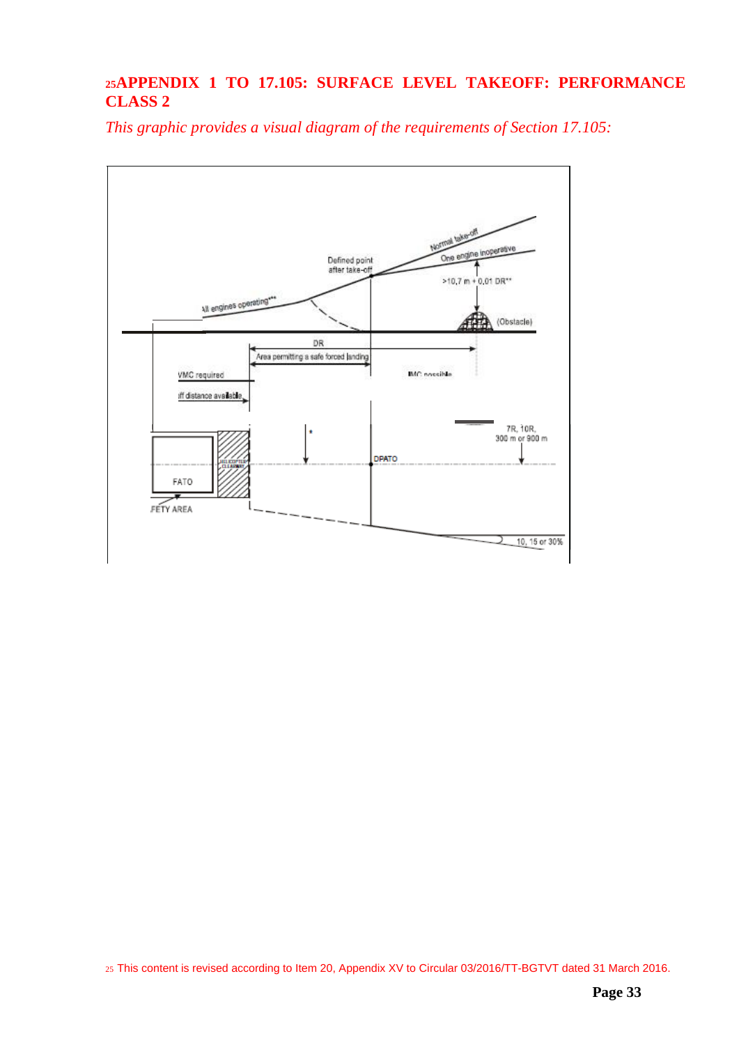## [25]APPENDIX 1 TO 17.105: SURFACE LEVEL TAKEOFF: PERFORMANCE CLASS 2

*This graphic provides a visual diagram of the requirements of Section 17.105:*

[25] This content is revised according to Item 20, Appendix XV to Circular 03/2016/TT-BGTVT dated 31 March 2016.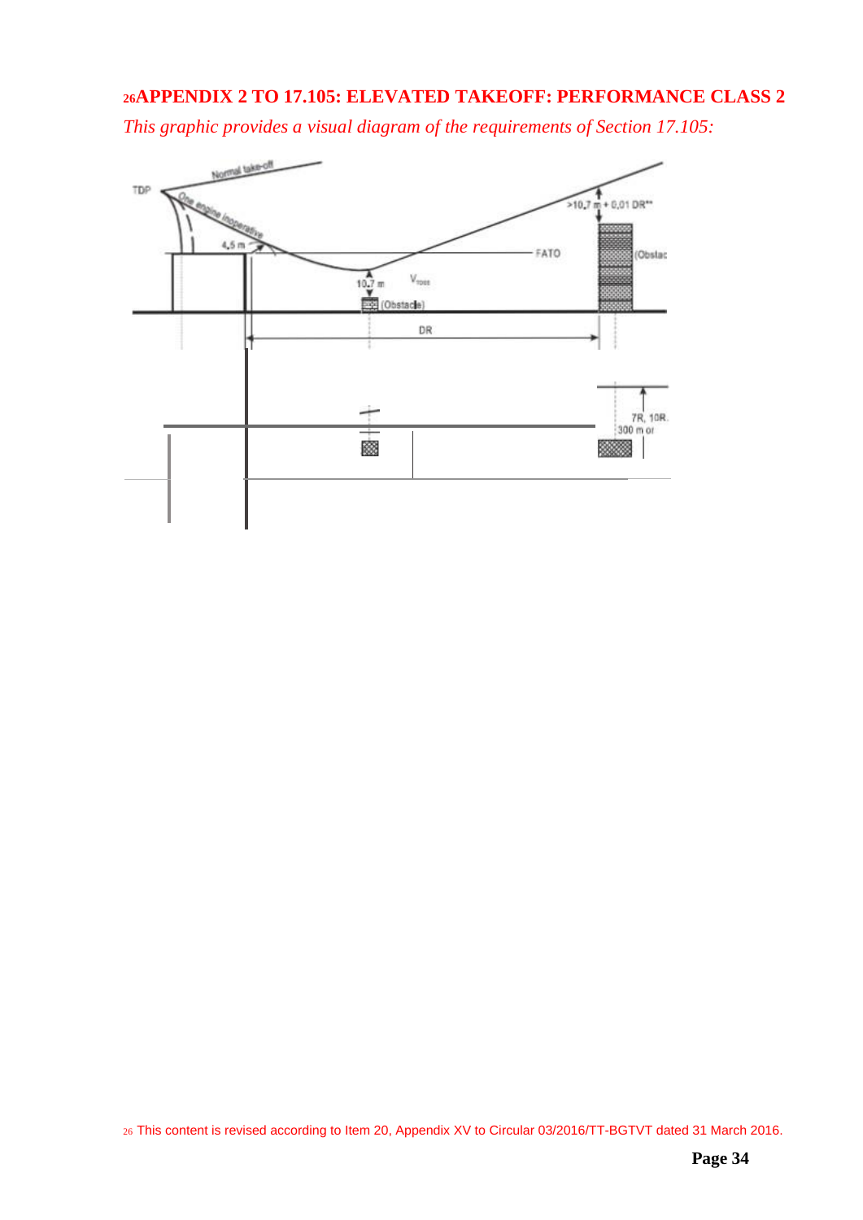## [26]APPENDIX 2 TO 17.105: ELEVATED TAKEOFF: PERFORMANCE CLASS 2

*This graphic provides a visual diagram of the requirements of Section 17.105:*

[26] This content is revised according to Item 20, Appendix XV to Circular 03/2016/TT-BGTVT dated 31 March 2016.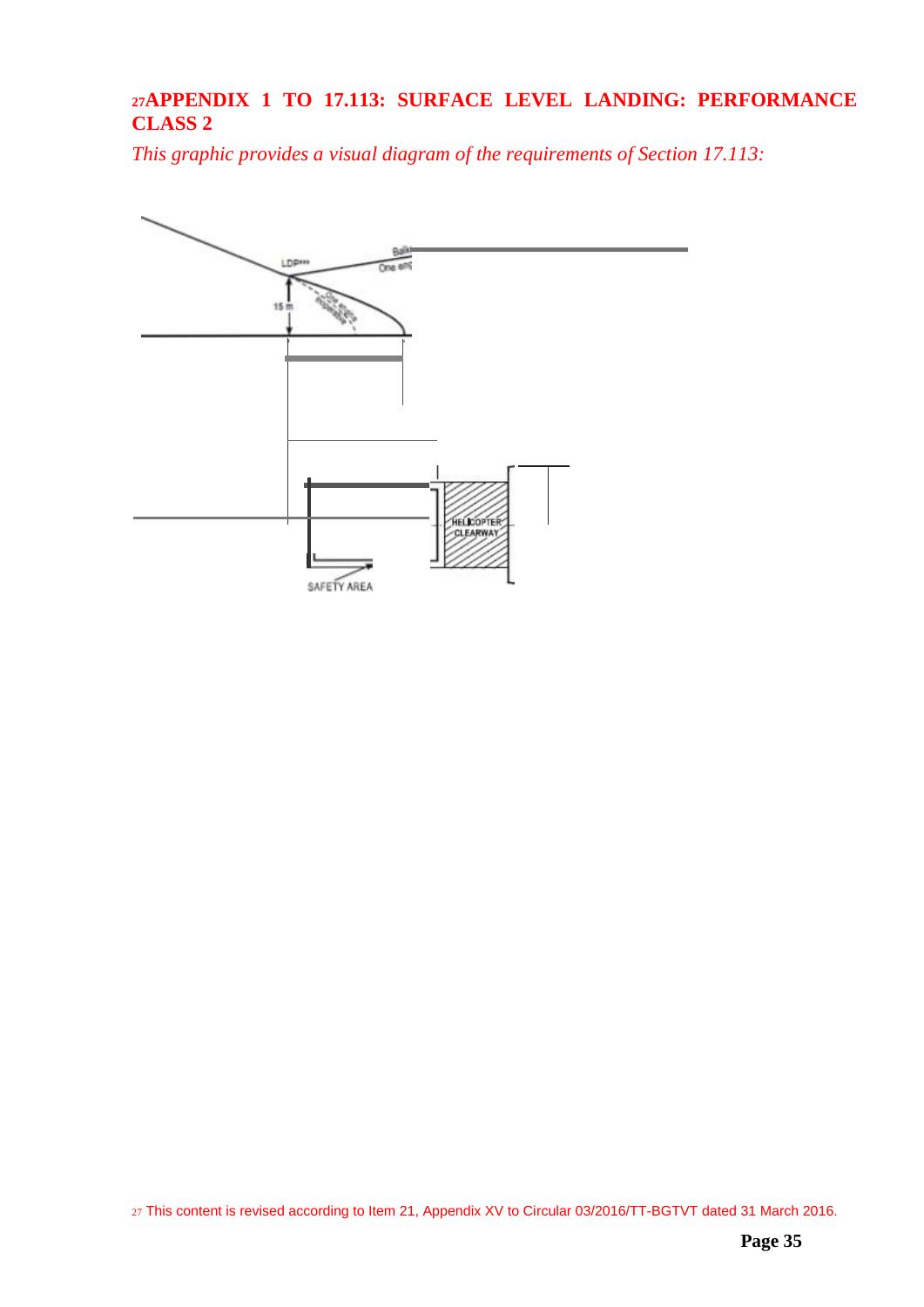## [27]APPENDIX 1 TO 17.113: SURFACE LEVEL LANDING: PERFORMANCE CLASS 2

*This graphic provides a visual diagram of the requirements of Section 17.113:*

[27] This content is revised according to Item 21, Appendix XV to Circular 03/2016/TT-BGTVT dated 31 March 2016.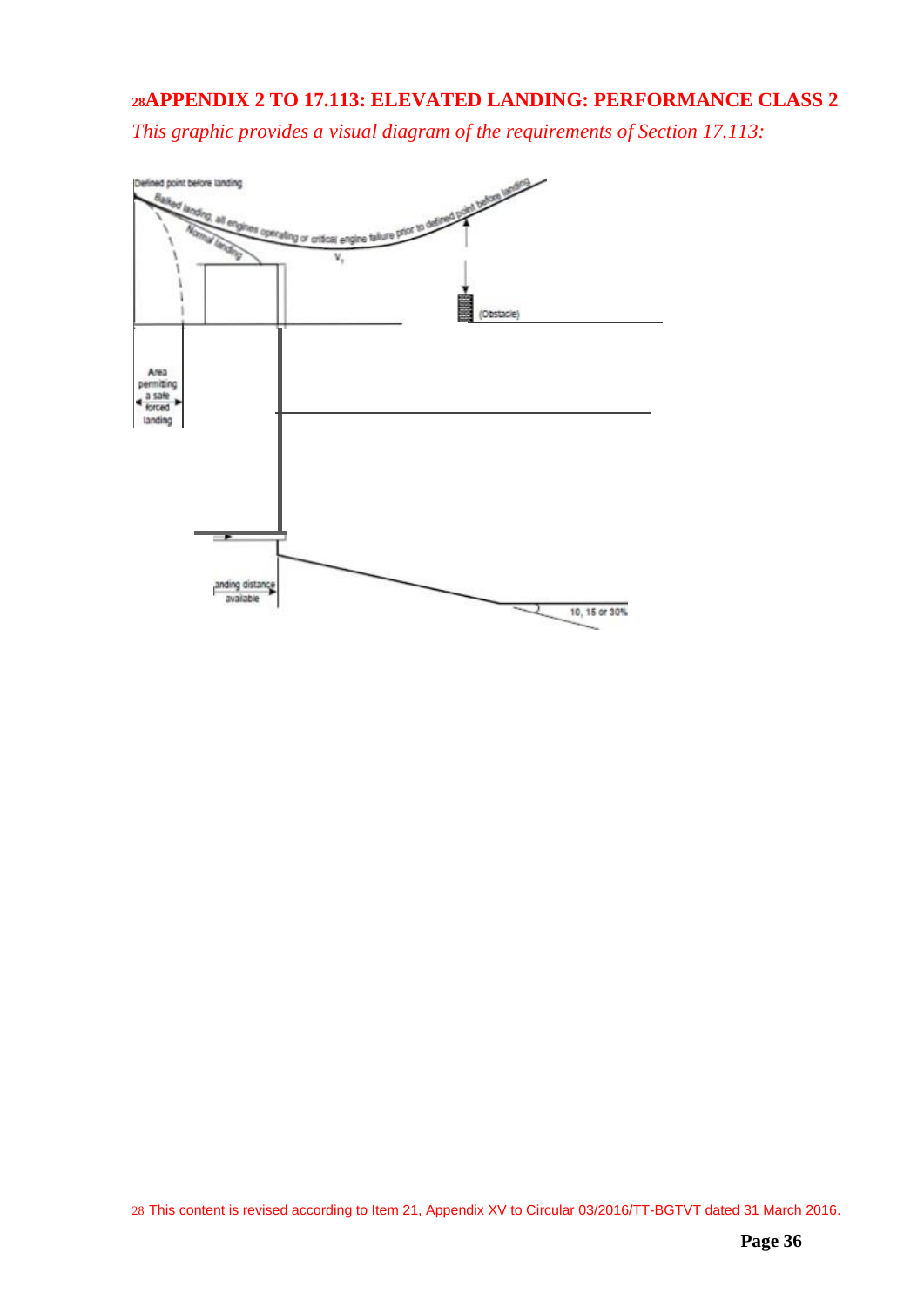## [28]APPENDIX 2 TO 17.113: ELEVATED LANDING: PERFORMANCE CLASS 2

*This graphic provides a visual diagram of the requirements of Section 17.113:*

Defined point before landing

Balked landing, all engines operating or critical engine failure prior to defined point before landing

Normal landing

$V_y$

(Obstacle)

Area permitting a safe forced landing

landing distance available

10, 15 or 30%

[28] This content is revised according to Item 21, Appendix XV to Circular 03/2016/TT-BGTVT dated 31 March 2016.